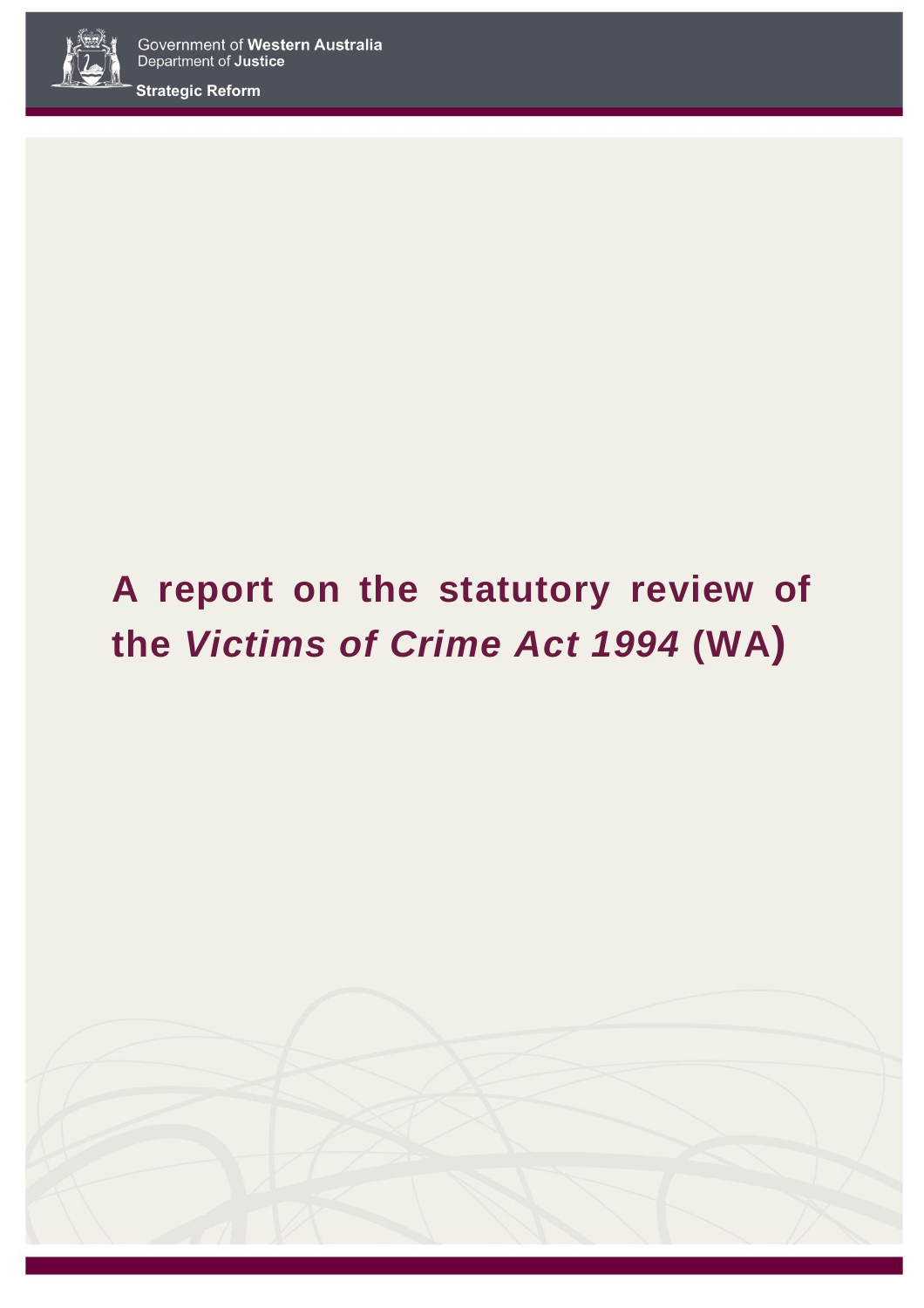Government of **Western Australia**
Department of **Justice**

**Strategic Reform**

# A report on the statutory review of the *Victims of Crime Act 1994* (WA)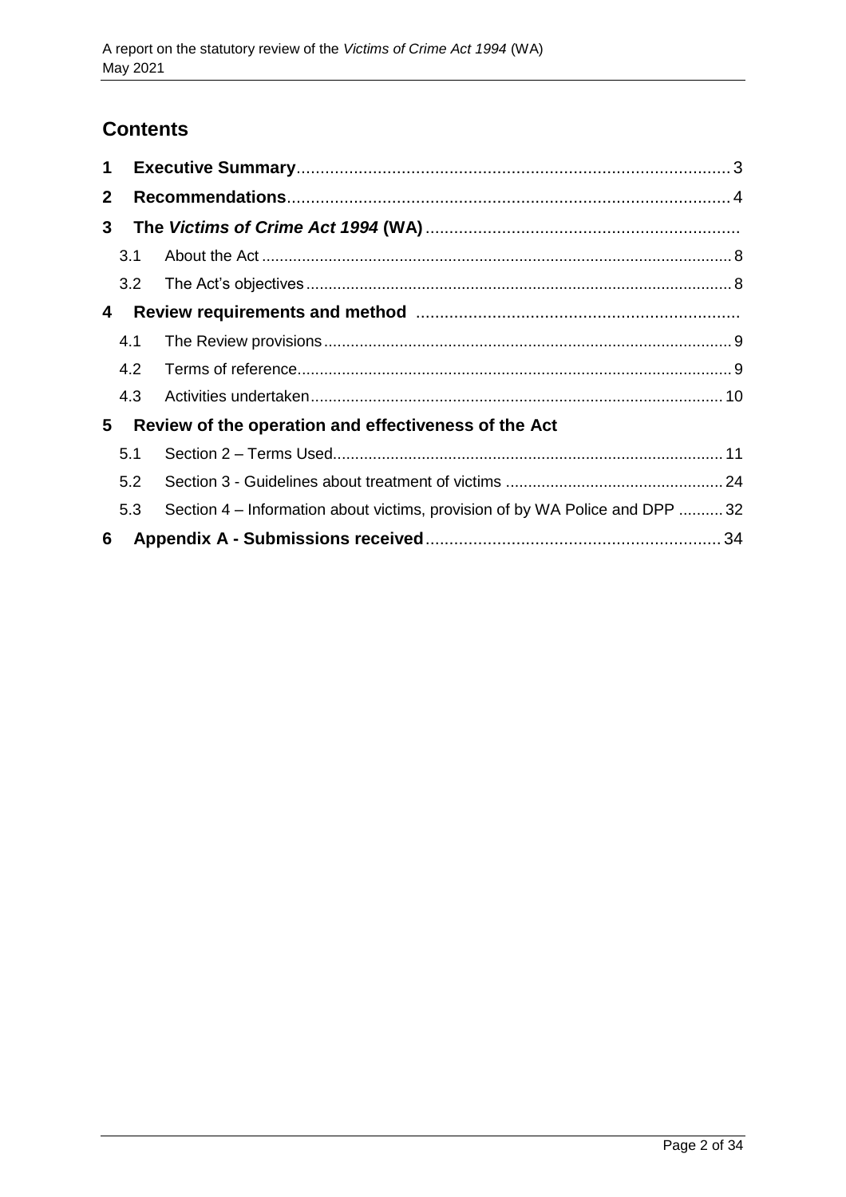## Contents

| | | |
|---|---|---|
| **1** | **Executive Summary** | 3 |
| **2** | **Recommendations** | 4 |
| **3** | **The *Victims of Crime Act 1994* (WA)** | |
| 3.1 | About the Act | 8 |
| 3.2 | The Act's objectives | 8 |
| **4** | **Review requirements and method** | |
| 4.1 | The Review provisions | 9 |
| 4.2 | Terms of reference | 9 |
| 4.3 | Activities undertaken | 10 |
| **5** | **Review of the operation and effectiveness of the Act** | |
| 5.1 | Section 2 – Terms Used | 11 |
| 5.2 | Section 3 - Guidelines about treatment of victims | 24 |
| 5.3 | Section 4 – Information about victims, provision of by WA Police and DPP | 32 |
| **6** | **Appendix A - Submissions received** | 34 |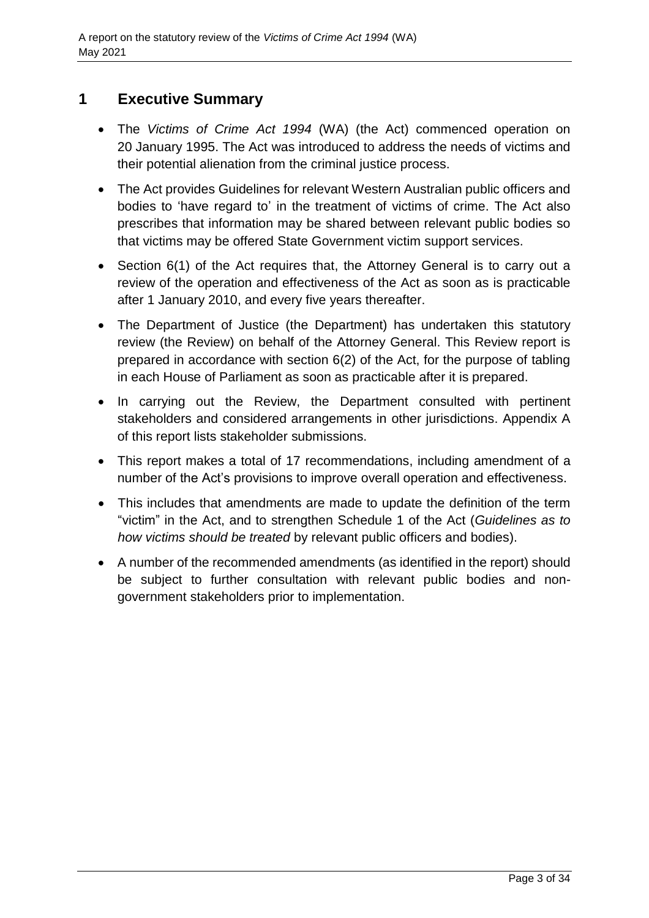## 1 Executive Summary

- The *Victims of Crime Act 1994* (WA) (the Act) commenced operation on 20 January 1995. The Act was introduced to address the needs of victims and their potential alienation from the criminal justice process.
- The Act provides Guidelines for relevant Western Australian public officers and bodies to 'have regard to' in the treatment of victims of crime. The Act also prescribes that information may be shared between relevant public bodies so that victims may be offered State Government victim support services.
- Section 6(1) of the Act requires that, the Attorney General is to carry out a review of the operation and effectiveness of the Act as soon as is practicable after 1 January 2010, and every five years thereafter.
- The Department of Justice (the Department) has undertaken this statutory review (the Review) on behalf of the Attorney General. This Review report is prepared in accordance with section 6(2) of the Act, for the purpose of tabling in each House of Parliament as soon as practicable after it is prepared.
- In carrying out the Review, the Department consulted with pertinent stakeholders and considered arrangements in other jurisdictions. Appendix A of this report lists stakeholder submissions.
- This report makes a total of 17 recommendations, including amendment of a number of the Act's provisions to improve overall operation and effectiveness.
- This includes that amendments are made to update the definition of the term "victim" in the Act, and to strengthen Schedule 1 of the Act (*Guidelines as to how victims should be treated* by relevant public officers and bodies).
- A number of the recommended amendments (as identified in the report) should be subject to further consultation with relevant public bodies and non-government stakeholders prior to implementation.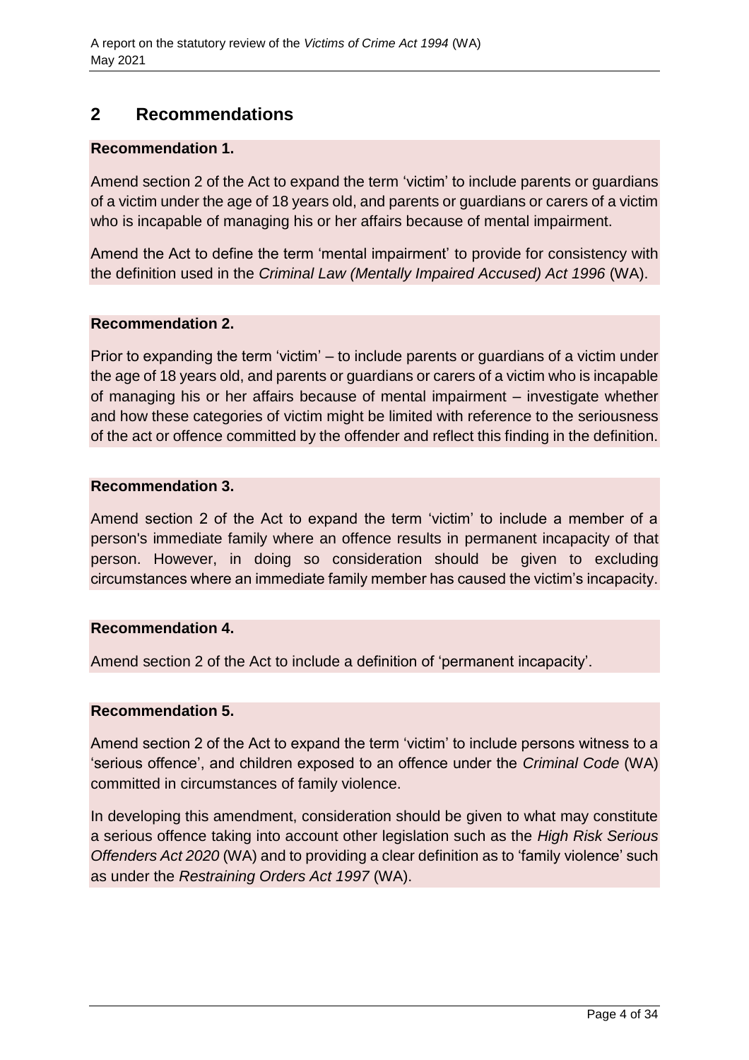## 2 Recommendations

**Recommendation 1.**

Amend section 2 of the Act to expand the term 'victim' to include parents or guardians of a victim under the age of 18 years old, and parents or guardians or carers of a victim who is incapable of managing his or her affairs because of mental impairment.

Amend the Act to define the term 'mental impairment' to provide for consistency with the definition used in the *Criminal Law (Mentally Impaired Accused) Act 1996* (WA).

**Recommendation 2.**

Prior to expanding the term 'victim' – to include parents or guardians of a victim under the age of 18 years old, and parents or guardians or carers of a victim who is incapable of managing his or her affairs because of mental impairment – investigate whether and how these categories of victim might be limited with reference to the seriousness of the act or offence committed by the offender and reflect this finding in the definition.

**Recommendation 3.**

Amend section 2 of the Act to expand the term 'victim' to include a member of a person's immediate family where an offence results in permanent incapacity of that person. However, in doing so consideration should be given to excluding circumstances where an immediate family member has caused the victim's incapacity.

**Recommendation 4.**

Amend section 2 of the Act to include a definition of 'permanent incapacity'.

**Recommendation 5.**

Amend section 2 of the Act to expand the term 'victim' to include persons witness to a 'serious offence', and children exposed to an offence under the *Criminal Code* (WA) committed in circumstances of family violence.

In developing this amendment, consideration should be given to what may constitute a serious offence taking into account other legislation such as the *High Risk Serious Offenders Act 2020* (WA) and to providing a clear definition as to 'family violence' such as under the *Restraining Orders Act 1997* (WA).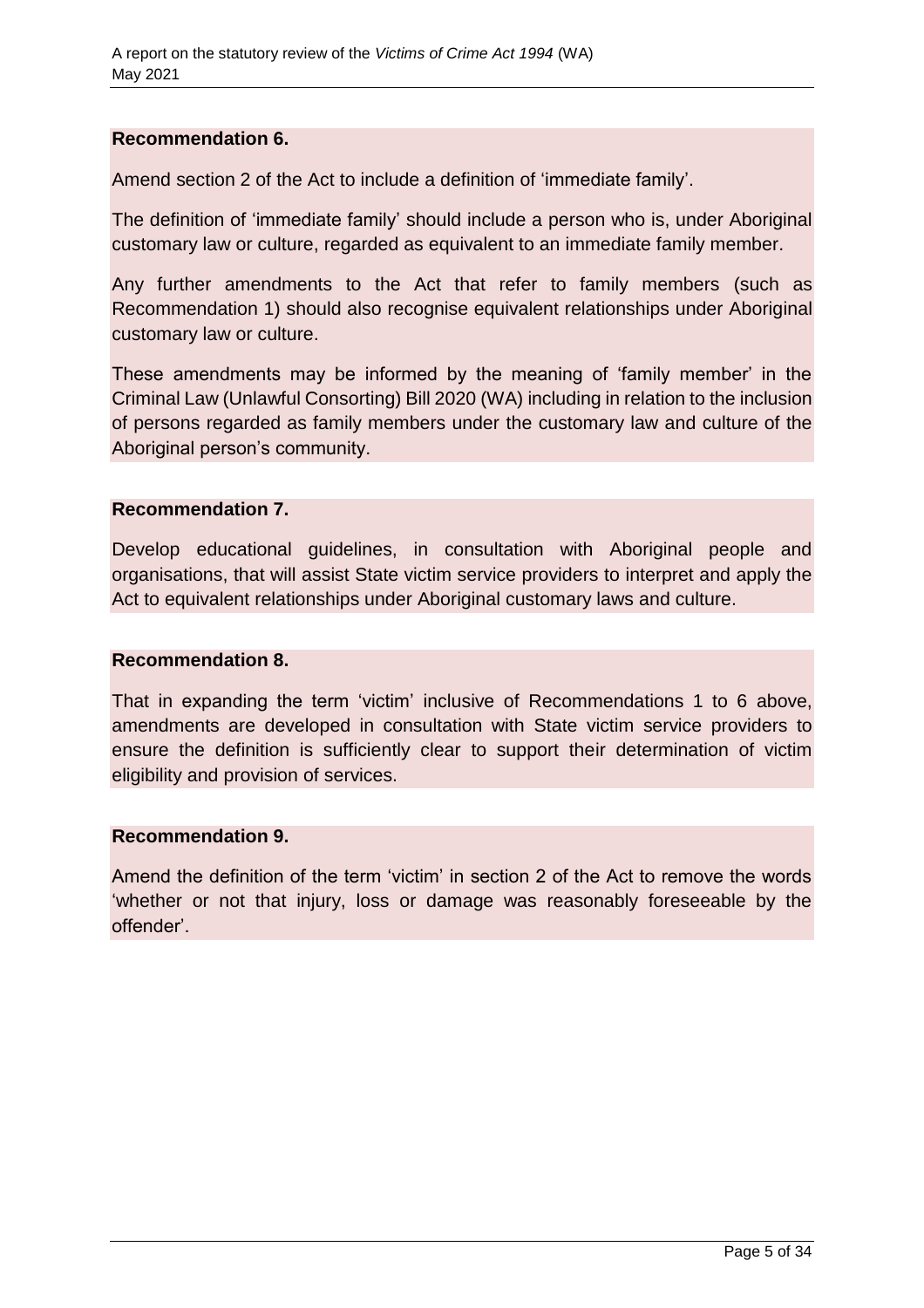**Recommendation 6.**

Amend section 2 of the Act to include a definition of 'immediate family'.

The definition of 'immediate family' should include a person who is, under Aboriginal customary law or culture, regarded as equivalent to an immediate family member.

Any further amendments to the Act that refer to family members (such as Recommendation 1) should also recognise equivalent relationships under Aboriginal customary law or culture.

These amendments may be informed by the meaning of 'family member' in the Criminal Law (Unlawful Consorting) Bill 2020 (WA) including in relation to the inclusion of persons regarded as family members under the customary law and culture of the Aboriginal person's community.

**Recommendation 7.**

Develop educational guidelines, in consultation with Aboriginal people and organisations, that will assist State victim service providers to interpret and apply the Act to equivalent relationships under Aboriginal customary laws and culture.

**Recommendation 8.**

That in expanding the term 'victim' inclusive of Recommendations 1 to 6 above, amendments are developed in consultation with State victim service providers to ensure the definition is sufficiently clear to support their determination of victim eligibility and provision of services.

**Recommendation 9.**

Amend the definition of the term 'victim' in section 2 of the Act to remove the words 'whether or not that injury, loss or damage was reasonably foreseeable by the offender'.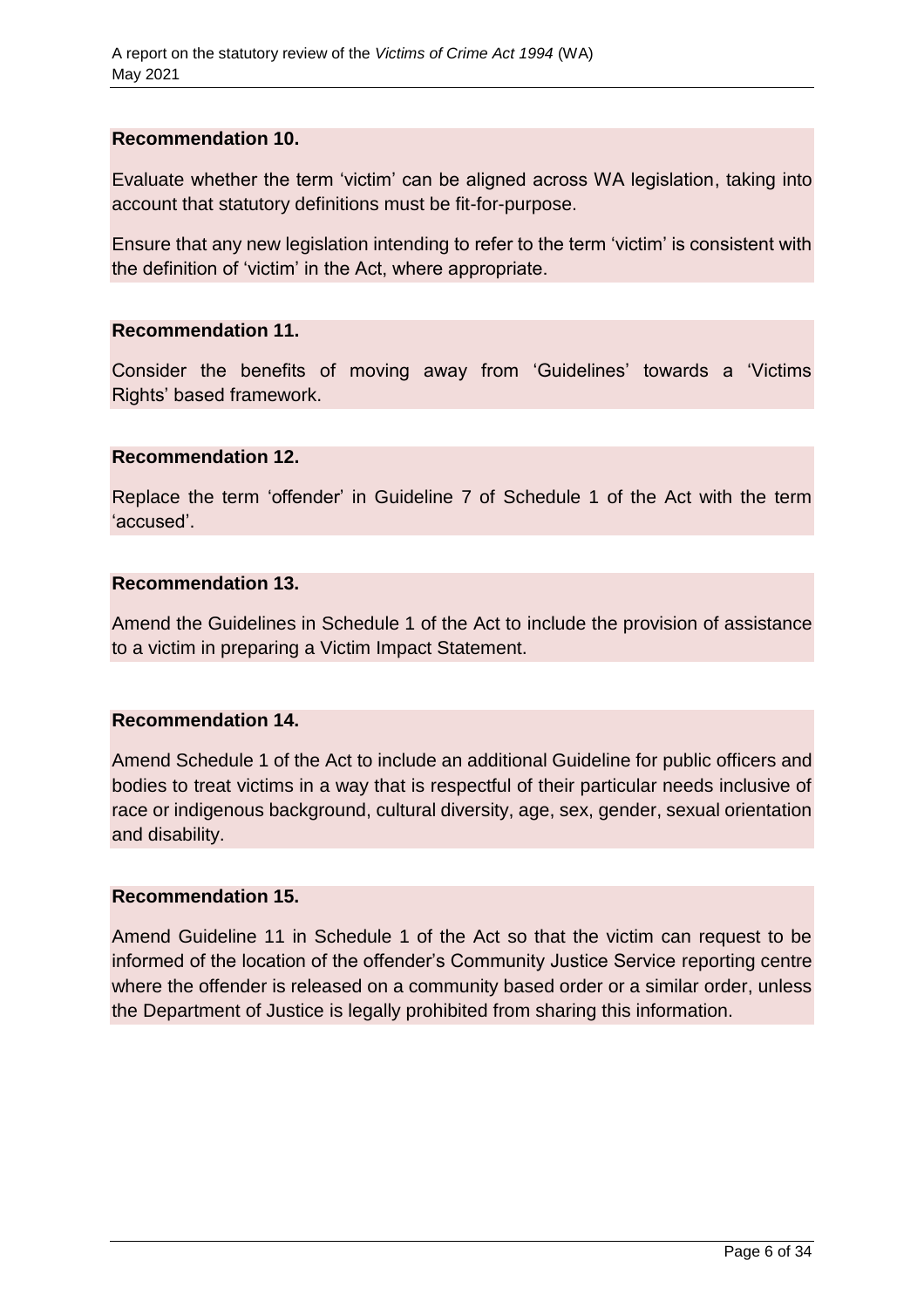**Recommendation 10.**

Evaluate whether the term 'victim' can be aligned across WA legislation, taking into account that statutory definitions must be fit-for-purpose.

Ensure that any new legislation intending to refer to the term 'victim' is consistent with the definition of 'victim' in the Act, where appropriate.

**Recommendation 11.**

Consider the benefits of moving away from 'Guidelines' towards a 'Victims Rights' based framework.

**Recommendation 12.**

Replace the term 'offender' in Guideline 7 of Schedule 1 of the Act with the term 'accused'.

**Recommendation 13.**

Amend the Guidelines in Schedule 1 of the Act to include the provision of assistance to a victim in preparing a Victim Impact Statement.

**Recommendation 14.**

Amend Schedule 1 of the Act to include an additional Guideline for public officers and bodies to treat victims in a way that is respectful of their particular needs inclusive of race or indigenous background, cultural diversity, age, sex, gender, sexual orientation and disability.

**Recommendation 15.**

Amend Guideline 11 in Schedule 1 of the Act so that the victim can request to be informed of the location of the offender's Community Justice Service reporting centre where the offender is released on a community based order or a similar order, unless the Department of Justice is legally prohibited from sharing this information.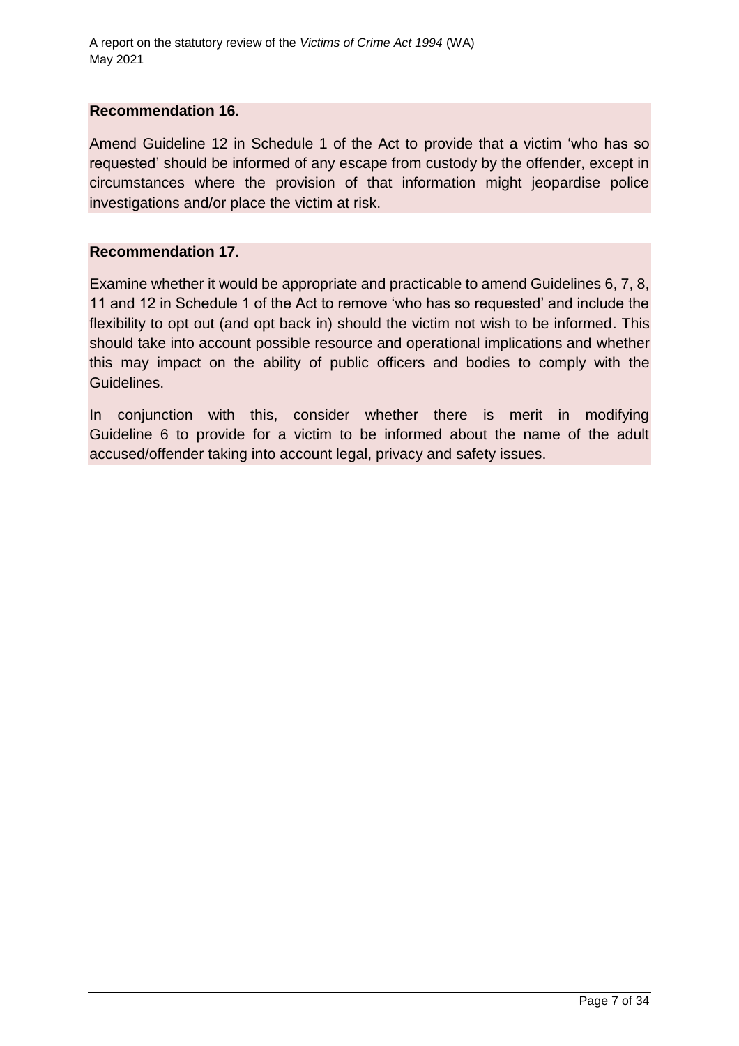**Recommendation 16.**

Amend Guideline 12 in Schedule 1 of the Act to provide that a victim 'who has so requested' should be informed of any escape from custody by the offender, except in circumstances where the provision of that information might jeopardise police investigations and/or place the victim at risk.

**Recommendation 17.**

Examine whether it would be appropriate and practicable to amend Guidelines 6, 7, 8, 11 and 12 in Schedule 1 of the Act to remove 'who has so requested' and include the flexibility to opt out (and opt back in) should the victim not wish to be informed. This should take into account possible resource and operational implications and whether this may impact on the ability of public officers and bodies to comply with the Guidelines.

In conjunction with this, consider whether there is merit in modifying Guideline 6 to provide for a victim to be informed about the name of the adult accused/offender taking into account legal, privacy and safety issues.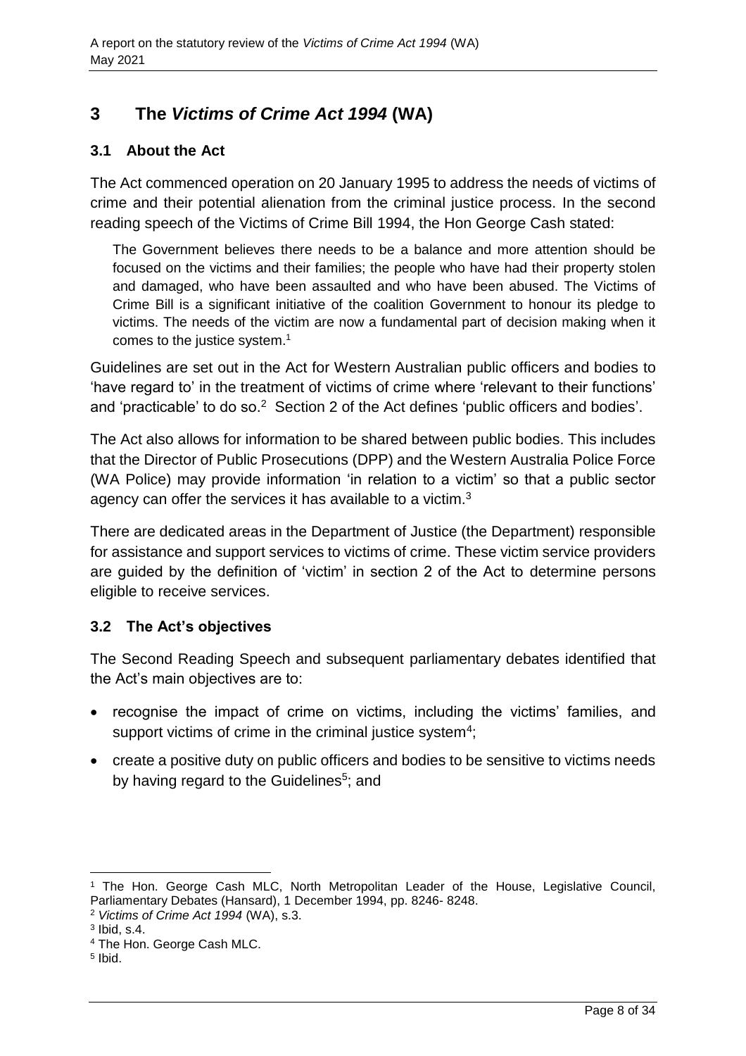# 3 The *Victims of Crime Act 1994* (WA)

## 3.1 About the Act

The Act commenced operation on 20 January 1995 to address the needs of victims of crime and their potential alienation from the criminal justice process. In the second reading speech of the Victims of Crime Bill 1994, the Hon George Cash stated:

> The Government believes there needs to be a balance and more attention should be focused on the victims and their families; the people who have had their property stolen and damaged, who have been assaulted and who have been abused. The Victims of Crime Bill is a significant initiative of the coalition Government to honour its pledge to victims. The needs of the victim are now a fundamental part of decision making when it comes to the justice system.[1]

Guidelines are set out in the Act for Western Australian public officers and bodies to 'have regard to' in the treatment of victims of crime where 'relevant to their functions' and 'practicable' to do so.[2] Section 2 of the Act defines 'public officers and bodies'.

The Act also allows for information to be shared between public bodies. This includes that the Director of Public Prosecutions (DPP) and the Western Australia Police Force (WA Police) may provide information 'in relation to a victim' so that a public sector agency can offer the services it has available to a victim.[3]

There are dedicated areas in the Department of Justice (the Department) responsible for assistance and support services to victims of crime. These victim service providers are guided by the definition of 'victim' in section 2 of the Act to determine persons eligible to receive services.

## 3.2 The Act's objectives

The Second Reading Speech and subsequent parliamentary debates identified that the Act's main objectives are to:

- recognise the impact of crime on victims, including the victims' families, and support victims of crime in the criminal justice system[4];
- create a positive duty on public officers and bodies to be sensitive to victims needs by having regard to the Guidelines[5]; and

---

[1] The Hon. George Cash MLC, North Metropolitan Leader of the House, Legislative Council, Parliamentary Debates (Hansard), 1 December 1994, pp. 8246- 8248.

[2] *Victims of Crime Act 1994* (WA), s.3.

[3] Ibid, s.4.

[4] The Hon. George Cash MLC.

[5] Ibid.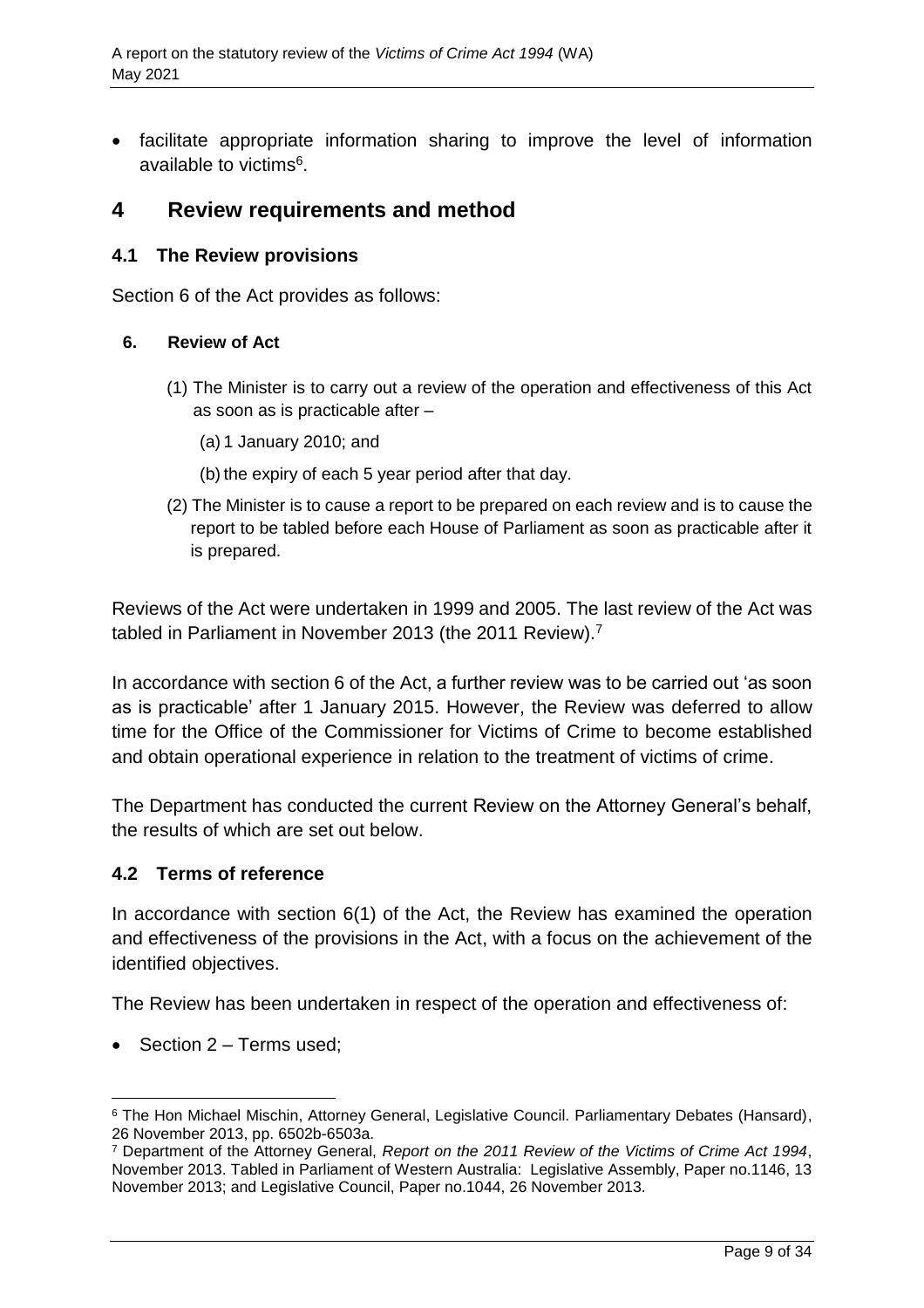- facilitate appropriate information sharing to improve the level of information available to victims[6].

## 4 Review requirements and method

### 4.1 The Review provisions

Section 6 of the Act provides as follows:

**6. Review of Act**

(1) The Minister is to carry out a review of the operation and effectiveness of this Act as soon as is practicable after –

(a) 1 January 2010; and

(b) the expiry of each 5 year period after that day.

(2) The Minister is to cause a report to be prepared on each review and is to cause the report to be tabled before each House of Parliament as soon as practicable after it is prepared.

Reviews of the Act were undertaken in 1999 and 2005. The last review of the Act was tabled in Parliament in November 2013 (the 2011 Review).[7]

In accordance with section 6 of the Act, a further review was to be carried out 'as soon as is practicable' after 1 January 2015. However, the Review was deferred to allow time for the Office of the Commissioner for Victims of Crime to become established and obtain operational experience in relation to the treatment of victims of crime.

The Department has conducted the current Review on the Attorney General's behalf, the results of which are set out below.

### 4.2 Terms of reference

In accordance with section 6(1) of the Act, the Review has examined the operation and effectiveness of the provisions in the Act, with a focus on the achievement of the identified objectives.

The Review has been undertaken in respect of the operation and effectiveness of:

- Section 2 – Terms used;

---

[6] The Hon Michael Mischin, Attorney General, Legislative Council. Parliamentary Debates (Hansard), 26 November 2013, pp. 6502b-6503a.

[7] Department of the Attorney General, *Report on the 2011 Review of the Victims of Crime Act 1994*, November 2013. Tabled in Parliament of Western Australia: Legislative Assembly, Paper no.1146, 13 November 2013; and Legislative Council, Paper no.1044, 26 November 2013.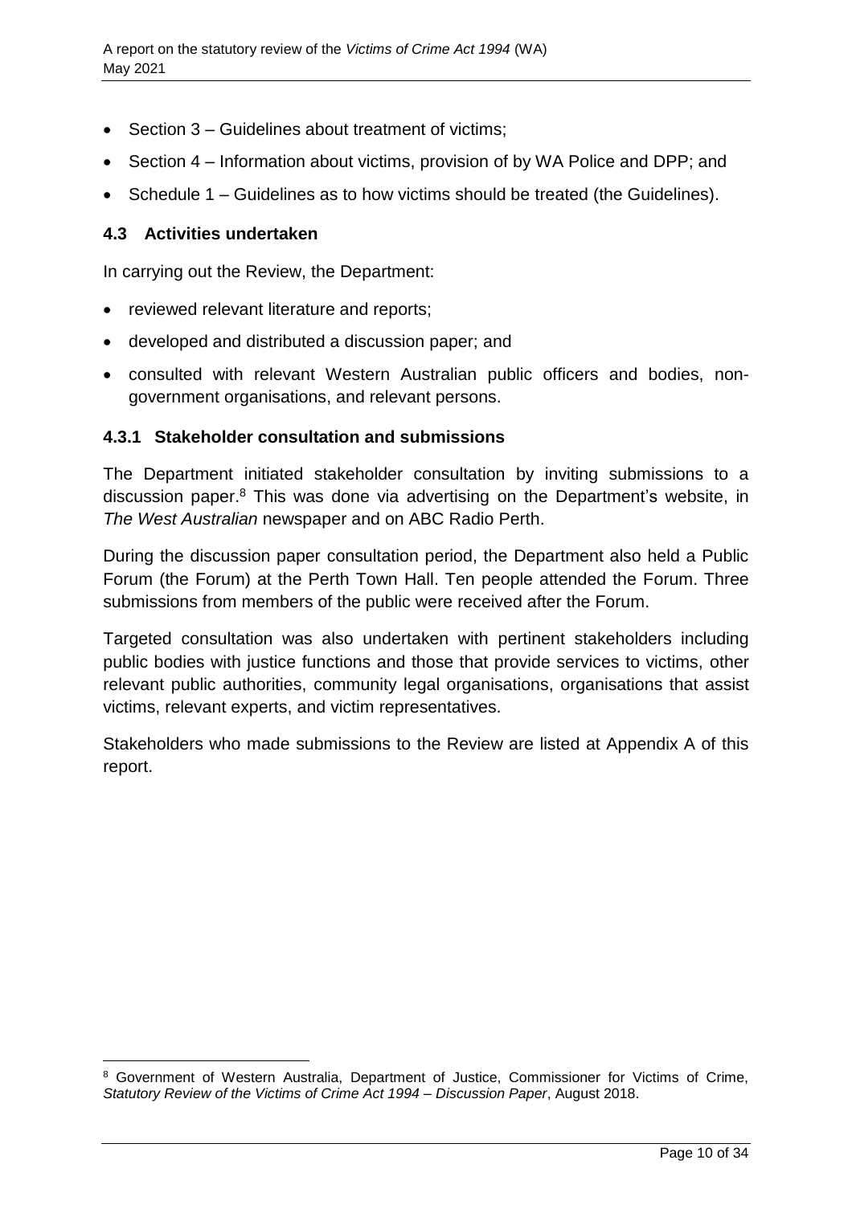- Section 3 – Guidelines about treatment of victims;
- Section 4 – Information about victims, provision of by WA Police and DPP; and
- Schedule 1 – Guidelines as to how victims should be treated (the Guidelines).

### 4.3 Activities undertaken

In carrying out the Review, the Department:

- reviewed relevant literature and reports;
- developed and distributed a discussion paper; and
- consulted with relevant Western Australian public officers and bodies, non-government organisations, and relevant persons.

#### 4.3.1 Stakeholder consultation and submissions

The Department initiated stakeholder consultation by inviting submissions to a discussion paper.[8] This was done via advertising on the Department's website, in *The West Australian* newspaper and on ABC Radio Perth.

During the discussion paper consultation period, the Department also held a Public Forum (the Forum) at the Perth Town Hall. Ten people attended the Forum. Three submissions from members of the public were received after the Forum.

Targeted consultation was also undertaken with pertinent stakeholders including public bodies with justice functions and those that provide services to victims, other relevant public authorities, community legal organisations, organisations that assist victims, relevant experts, and victim representatives.

Stakeholders who made submissions to the Review are listed at Appendix A of this report.

---

[8] Government of Western Australia, Department of Justice, Commissioner for Victims of Crime, *Statutory Review of the Victims of Crime Act 1994 – Discussion Paper*, August 2018.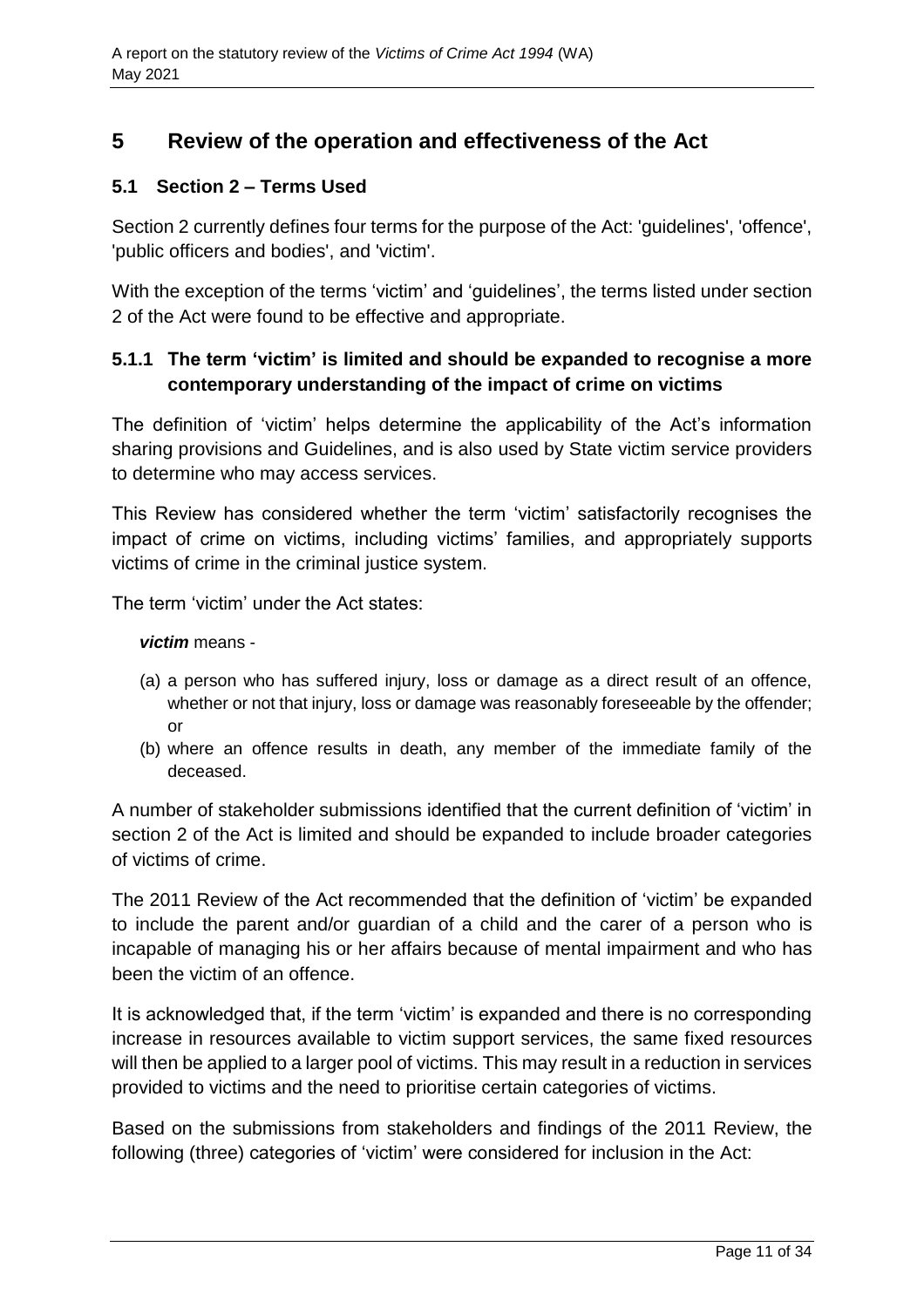# 5 Review of the operation and effectiveness of the Act

## 5.1 Section 2 – Terms Used

Section 2 currently defines four terms for the purpose of the Act: 'guidelines', 'offence', 'public officers and bodies', and 'victim'.

With the exception of the terms 'victim' and 'guidelines', the terms listed under section 2 of the Act were found to be effective and appropriate.

### 5.1.1 The term 'victim' is limited and should be expanded to recognise a more contemporary understanding of the impact of crime on victims

The definition of 'victim' helps determine the applicability of the Act's information sharing provisions and Guidelines, and is also used by State victim service providers to determine who may access services.

This Review has considered whether the term 'victim' satisfactorily recognises the impact of crime on victims, including victims' families, and appropriately supports victims of crime in the criminal justice system.

The term 'victim' under the Act states:

> ***victim*** means -
>
> (a) a person who has suffered injury, loss or damage as a direct result of an offence, whether or not that injury, loss or damage was reasonably foreseeable by the offender; or
>
> (b) where an offence results in death, any member of the immediate family of the deceased.

A number of stakeholder submissions identified that the current definition of 'victim' in section 2 of the Act is limited and should be expanded to include broader categories of victims of crime.

The 2011 Review of the Act recommended that the definition of 'victim' be expanded to include the parent and/or guardian of a child and the carer of a person who is incapable of managing his or her affairs because of mental impairment and who has been the victim of an offence.

It is acknowledged that, if the term 'victim' is expanded and there is no corresponding increase in resources available to victim support services, the same fixed resources will then be applied to a larger pool of victims. This may result in a reduction in services provided to victims and the need to prioritise certain categories of victims.

Based on the submissions from stakeholders and findings of the 2011 Review, the following (three) categories of 'victim' were considered for inclusion in the Act: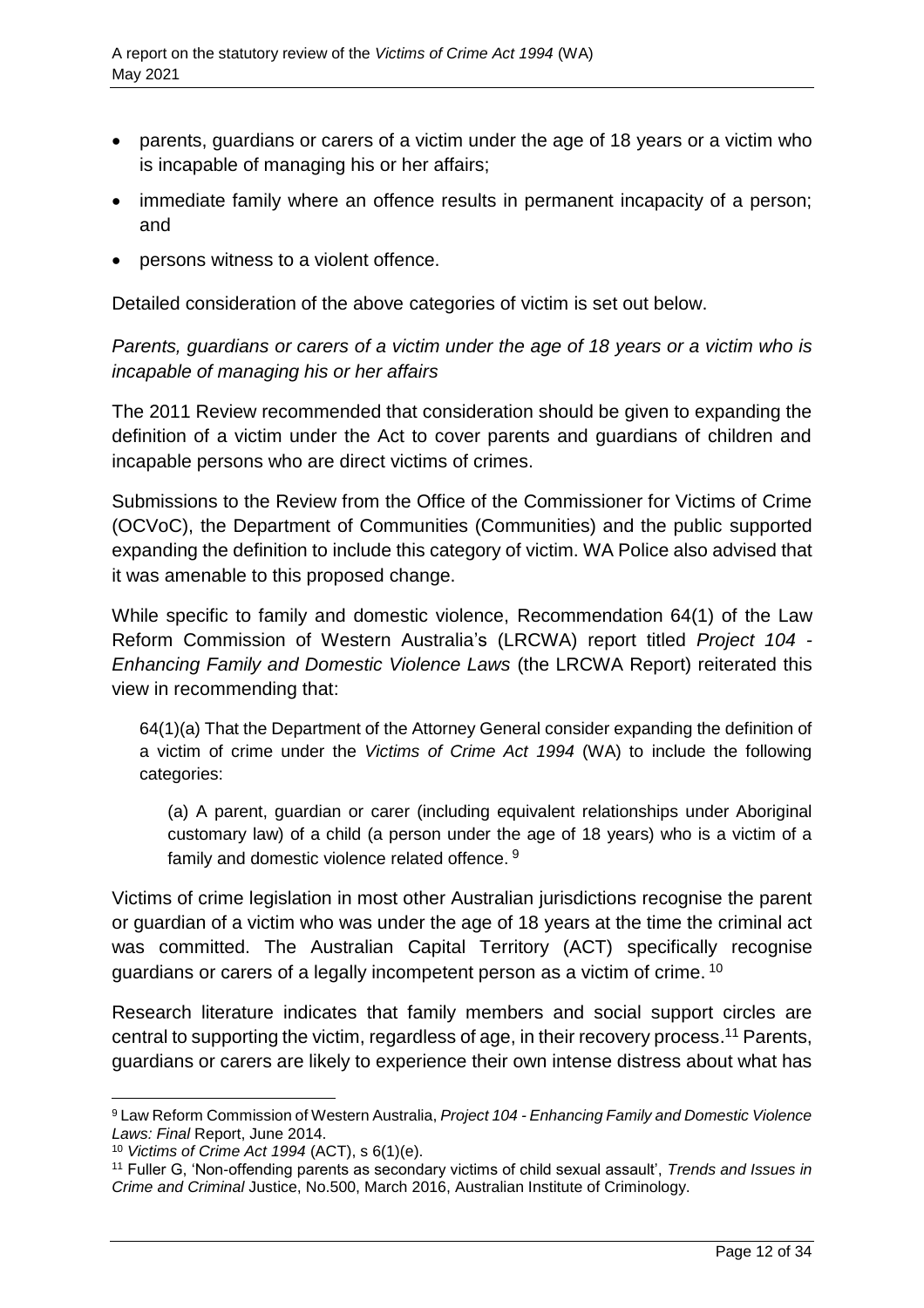- parents, guardians or carers of a victim under the age of 18 years or a victim who is incapable of managing his or her affairs;
- immediate family where an offence results in permanent incapacity of a person; and
- persons witness to a violent offence.

Detailed consideration of the above categories of victim is set out below.

*Parents, guardians or carers of a victim under the age of 18 years or a victim who is incapable of managing his or her affairs*

The 2011 Review recommended that consideration should be given to expanding the definition of a victim under the Act to cover parents and guardians of children and incapable persons who are direct victims of crimes.

Submissions to the Review from the Office of the Commissioner for Victims of Crime (OCVoC), the Department of Communities (Communities) and the public supported expanding the definition to include this category of victim. WA Police also advised that it was amenable to this proposed change.

While specific to family and domestic violence, Recommendation 64(1) of the Law Reform Commission of Western Australia's (LRCWA) report titled *Project 104 - Enhancing Family and Domestic Violence Laws* (the LRCWA Report) reiterated this view in recommending that:

> 64(1)(a) That the Department of the Attorney General consider expanding the definition of a victim of crime under the *Victims of Crime Act 1994* (WA) to include the following categories:
>
> (a) A parent, guardian or carer (including equivalent relationships under Aboriginal customary law) of a child (a person under the age of 18 years) who is a victim of a family and domestic violence related offence. [9]

Victims of crime legislation in most other Australian jurisdictions recognise the parent or guardian of a victim who was under the age of 18 years at the time the criminal act was committed. The Australian Capital Territory (ACT) specifically recognise guardians or carers of a legally incompetent person as a victim of crime. [10]

Research literature indicates that family members and social support circles are central to supporting the victim, regardless of age, in their recovery process.[11] Parents, guardians or carers are likely to experience their own intense distress about what has

---

[9] Law Reform Commission of Western Australia, *Project 104 - Enhancing Family and Domestic Violence Laws: Final* Report, June 2014.

[10] *Victims of Crime Act 1994* (ACT), s 6(1)(e).

[11] Fuller G, 'Non-offending parents as secondary victims of child sexual assault', *Trends and Issues in Crime and Criminal* Justice, No.500, March 2016, Australian Institute of Criminology.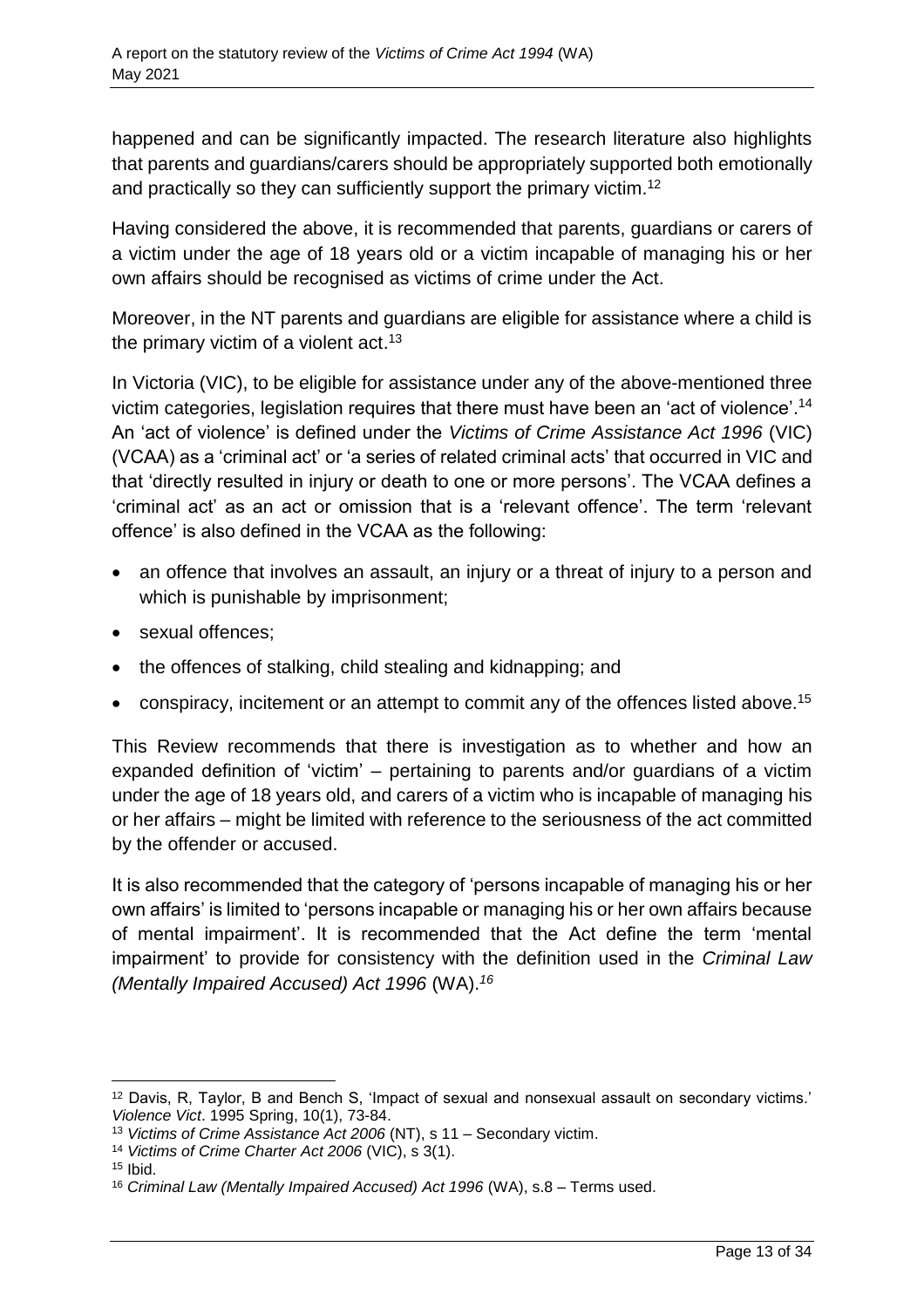happened and can be significantly impacted. The research literature also highlights that parents and guardians/carers should be appropriately supported both emotionally and practically so they can sufficiently support the primary victim.[12]

Having considered the above, it is recommended that parents, guardians or carers of a victim under the age of 18 years old or a victim incapable of managing his or her own affairs should be recognised as victims of crime under the Act.

Moreover, in the NT parents and guardians are eligible for assistance where a child is the primary victim of a violent act.[13]

In Victoria (VIC), to be eligible for assistance under any of the above-mentioned three victim categories, legislation requires that there must have been an 'act of violence'.[14] An 'act of violence' is defined under the *Victims of Crime Assistance Act 1996* (VIC) (VCAA) as a 'criminal act' or 'a series of related criminal acts' that occurred in VIC and that 'directly resulted in injury or death to one or more persons'. The VCAA defines a 'criminal act' as an act or omission that is a 'relevant offence'. The term 'relevant offence' is also defined in the VCAA as the following:

- an offence that involves an assault, an injury or a threat of injury to a person and which is punishable by imprisonment;
- sexual offences;
- the offences of stalking, child stealing and kidnapping; and
- conspiracy, incitement or an attempt to commit any of the offences listed above.[15]

This Review recommends that there is investigation as to whether and how an expanded definition of 'victim' – pertaining to parents and/or guardians of a victim under the age of 18 years old, and carers of a victim who is incapable of managing his or her affairs – might be limited with reference to the seriousness of the act committed by the offender or accused.

It is also recommended that the category of 'persons incapable of managing his or her own affairs' is limited to 'persons incapable or managing his or her own affairs because of mental impairment'. It is recommended that the Act define the term 'mental impairment' to provide for consistency with the definition used in the *Criminal Law (Mentally Impaired Accused) Act 1996* (WA).[16]

---

[12] Davis, R, Taylor, B and Bench S, 'Impact of sexual and nonsexual assault on secondary victims.' *Violence Vict*. 1995 Spring, 10(1), 73-84.

[13] *Victims of Crime Assistance Act 2006* (NT), s 11 – Secondary victim.

[14] *Victims of Crime Charter Act 2006* (VIC), s 3(1).

[15] Ibid.

[16] *Criminal Law (Mentally Impaired Accused) Act 1996* (WA), s.8 – Terms used.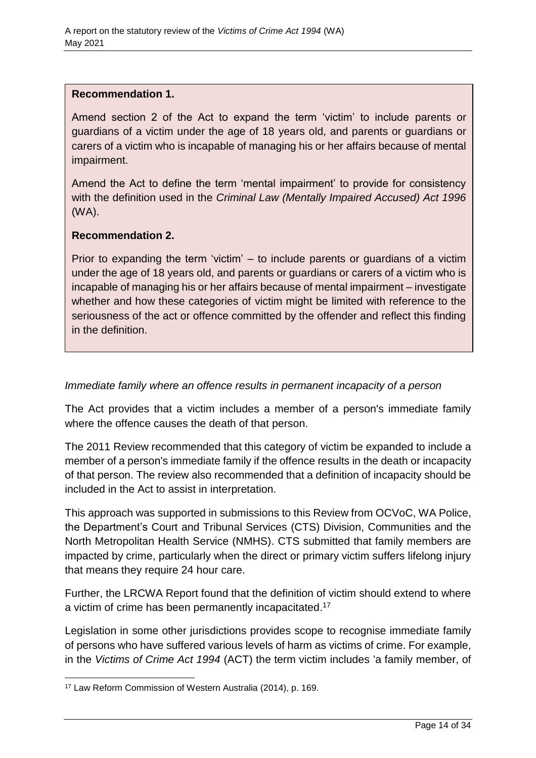**Recommendation 1.**

Amend section 2 of the Act to expand the term 'victim' to include parents or guardians of a victim under the age of 18 years old, and parents or guardians or carers of a victim who is incapable of managing his or her affairs because of mental impairment.

Amend the Act to define the term 'mental impairment' to provide for consistency with the definition used in the *Criminal Law (Mentally Impaired Accused) Act 1996* (WA).

**Recommendation 2.**

Prior to expanding the term 'victim' – to include parents or guardians of a victim under the age of 18 years old, and parents or guardians or carers of a victim who is incapable of managing his or her affairs because of mental impairment – investigate whether and how these categories of victim might be limited with reference to the seriousness of the act or offence committed by the offender and reflect this finding in the definition.

*Immediate family where an offence results in permanent incapacity of a person*

The Act provides that a victim includes a member of a person's immediate family where the offence causes the death of that person.

The 2011 Review recommended that this category of victim be expanded to include a member of a person's immediate family if the offence results in the death or incapacity of that person. The review also recommended that a definition of incapacity should be included in the Act to assist in interpretation.

This approach was supported in submissions to this Review from OCVoC, WA Police, the Department's Court and Tribunal Services (CTS) Division, Communities and the North Metropolitan Health Service (NMHS). CTS submitted that family members are impacted by crime, particularly when the direct or primary victim suffers lifelong injury that means they require 24 hour care.

Further, the LRCWA Report found that the definition of victim should extend to where a victim of crime has been permanently incapacitated.[17]

Legislation in some other jurisdictions provides scope to recognise immediate family of persons who have suffered various levels of harm as victims of crime. For example, in the *Victims of Crime Act 1994* (ACT) the term victim includes 'a family member, of

[17] Law Reform Commission of Western Australia (2014), p. 169.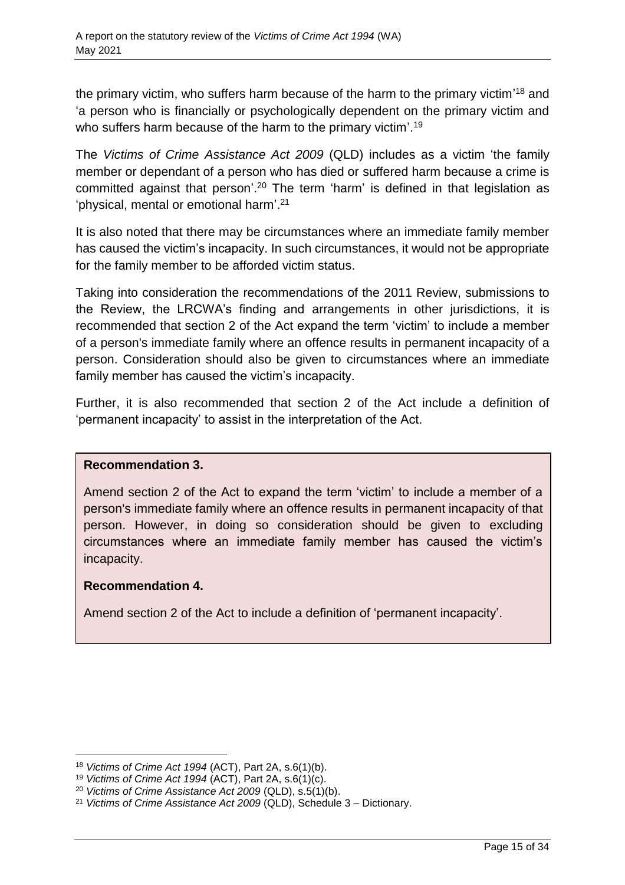the primary victim, who suffers harm because of the harm to the primary victim'[18] and 'a person who is financially or psychologically dependent on the primary victim and who suffers harm because of the harm to the primary victim'.[19]

The *Victims of Crime Assistance Act 2009* (QLD) includes as a victim 'the family member or dependant of a person who has died or suffered harm because a crime is committed against that person'.[20] The term 'harm' is defined in that legislation as 'physical, mental or emotional harm'.[21]

It is also noted that there may be circumstances where an immediate family member has caused the victim's incapacity. In such circumstances, it would not be appropriate for the family member to be afforded victim status.

Taking into consideration the recommendations of the 2011 Review, submissions to the Review, the LRCWA's finding and arrangements in other jurisdictions, it is recommended that section 2 of the Act expand the term 'victim' to include a member of a person's immediate family where an offence results in permanent incapacity of a person. Consideration should also be given to circumstances where an immediate family member has caused the victim's incapacity.

Further, it is also recommended that section 2 of the Act include a definition of 'permanent incapacity' to assist in the interpretation of the Act.

**Recommendation 3.**

Amend section 2 of the Act to expand the term 'victim' to include a member of a person's immediate family where an offence results in permanent incapacity of that person. However, in doing so consideration should be given to excluding circumstances where an immediate family member has caused the victim's incapacity.

**Recommendation 4.**

Amend section 2 of the Act to include a definition of 'permanent incapacity'.

---

[18] *Victims of Crime Act 1994* (ACT), Part 2A, s.6(1)(b).

[19] *Victims of Crime Act 1994* (ACT), Part 2A, s.6(1)(c).

[20] *Victims of Crime Assistance Act 2009* (QLD), s.5(1)(b).

[21] *Victims of Crime Assistance Act 2009* (QLD), Schedule 3 – Dictionary.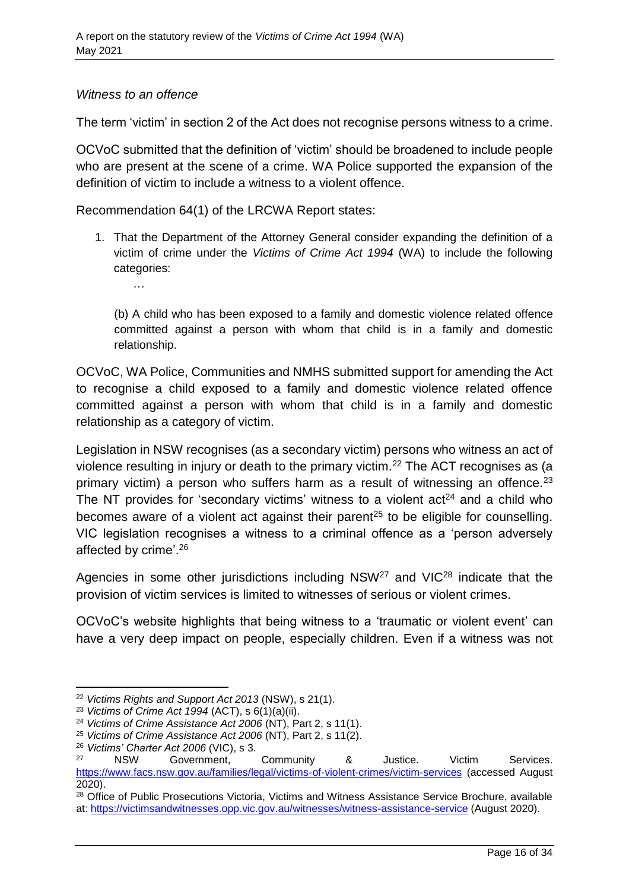*Witness to an offence*

The term 'victim' in section 2 of the Act does not recognise persons witness to a crime.

OCVoC submitted that the definition of 'victim' should be broadened to include people who are present at the scene of a crime. WA Police supported the expansion of the definition of victim to include a witness to a violent offence.

Recommendation 64(1) of the LRCWA Report states:

> 1. That the Department of the Attorney General consider expanding the definition of a victim of crime under the *Victims of Crime Act 1994* (WA) to include the following categories:
>
>    …
>
>    (b) A child who has been exposed to a family and domestic violence related offence committed against a person with whom that child is in a family and domestic relationship.

OCVoC, WA Police, Communities and NMHS submitted support for amending the Act to recognise a child exposed to a family and domestic violence related offence committed against a person with whom that child is in a family and domestic relationship as a category of victim.

Legislation in NSW recognises (as a secondary victim) persons who witness an act of violence resulting in injury or death to the primary victim.[22] The ACT recognises as (a primary victim) a person who suffers harm as a result of witnessing an offence.[23] The NT provides for 'secondary victims' witness to a violent act[24] and a child who becomes aware of a violent act against their parent[25] to be eligible for counselling. VIC legislation recognises a witness to a criminal offence as a 'person adversely affected by crime'.[26]

Agencies in some other jurisdictions including NSW[27] and VIC[28] indicate that the provision of victim services is limited to witnesses of serious or violent crimes.

OCVoC's website highlights that being witness to a 'traumatic or violent event' can have a very deep impact on people, especially children. Even if a witness was not

---

[22] *Victims Rights and Support Act 2013* (NSW), s 21(1).

[23] *Victims of Crime Act 1994* (ACT), s 6(1)(a)(ii).

[24] *Victims of Crime Assistance Act 2006* (NT), Part 2, s 11(1).

[25] *Victims of Crime Assistance Act 2006* (NT), Part 2, s 11(2).

[26] *Victims' Charter Act 2006* (VIC), s 3.

[27] NSW Government, Community & Justice. Victim Services. https://www.facs.nsw.gov.au/families/legal/victims-of-violent-crimes/victim-services (accessed August 2020).

[28] Office of Public Prosecutions Victoria, Victims and Witness Assistance Service Brochure, available at: https://victimsandwitnesses.opp.vic.gov.au/witnesses/witness-assistance-service (August 2020).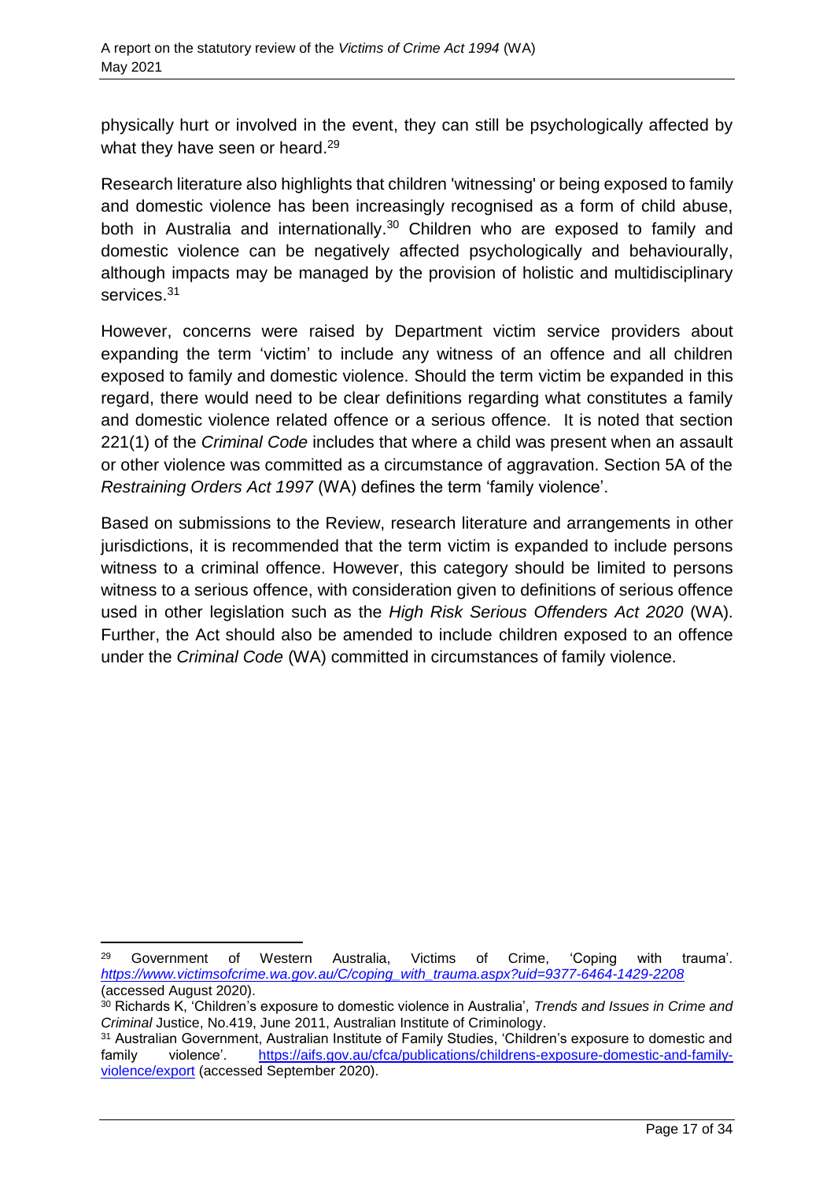physically hurt or involved in the event, they can still be psychologically affected by what they have seen or heard.[29]

Research literature also highlights that children 'witnessing' or being exposed to family and domestic violence has been increasingly recognised as a form of child abuse, both in Australia and internationally.[30] Children who are exposed to family and domestic violence can be negatively affected psychologically and behaviourally, although impacts may be managed by the provision of holistic and multidisciplinary services.[31]

However, concerns were raised by Department victim service providers about expanding the term 'victim' to include any witness of an offence and all children exposed to family and domestic violence. Should the term victim be expanded in this regard, there would need to be clear definitions regarding what constitutes a family and domestic violence related offence or a serious offence. It is noted that section 221(1) of the *Criminal Code* includes that where a child was present when an assault or other violence was committed as a circumstance of aggravation. Section 5A of the *Restraining Orders Act 1997* (WA) defines the term 'family violence'.

Based on submissions to the Review, research literature and arrangements in other jurisdictions, it is recommended that the term victim is expanded to include persons witness to a criminal offence. However, this category should be limited to persons witness to a serious offence, with consideration given to definitions of serious offence used in other legislation such as the *High Risk Serious Offenders Act 2020* (WA). Further, the Act should also be amended to include children exposed to an offence under the *Criminal Code* (WA) committed in circumstances of family violence.

---

[29] Government of Western Australia, Victims of Crime, 'Coping with trauma'. *https://www.victimsofcrime.wa.gov.au/C/coping_with_trauma.aspx?uid=9377-6464-1429-2208* (accessed August 2020).

[30] Richards K, 'Children's exposure to domestic violence in Australia', *Trends and Issues in Crime and Criminal* Justice, No.419, June 2011, Australian Institute of Criminology.

[31] Australian Government, Australian Institute of Family Studies, 'Children's exposure to domestic and family violence'. https://aifs.gov.au/cfca/publications/childrens-exposure-domestic-and-family-violence/export (accessed September 2020).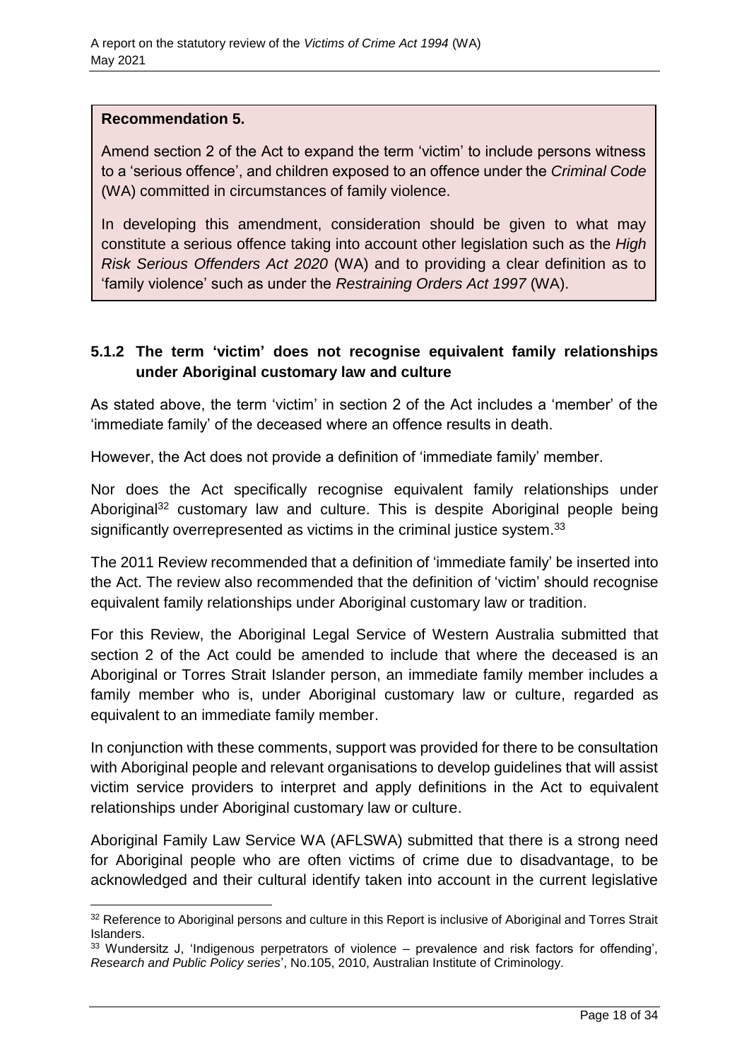**Recommendation 5.**

Amend section 2 of the Act to expand the term 'victim' to include persons witness to a 'serious offence', and children exposed to an offence under the *Criminal Code* (WA) committed in circumstances of family violence.

In developing this amendment, consideration should be given to what may constitute a serious offence taking into account other legislation such as the *High Risk Serious Offenders Act 2020* (WA) and to providing a clear definition as to 'family violence' such as under the *Restraining Orders Act 1997* (WA).

### 5.1.2 The term 'victim' does not recognise equivalent family relationships under Aboriginal customary law and culture

As stated above, the term 'victim' in section 2 of the Act includes a 'member' of the 'immediate family' of the deceased where an offence results in death.

However, the Act does not provide a definition of 'immediate family' member.

Nor does the Act specifically recognise equivalent family relationships under Aboriginal[32] customary law and culture. This is despite Aboriginal people being significantly overrepresented as victims in the criminal justice system.[33]

The 2011 Review recommended that a definition of 'immediate family' be inserted into the Act. The review also recommended that the definition of 'victim' should recognise equivalent family relationships under Aboriginal customary law or tradition.

For this Review, the Aboriginal Legal Service of Western Australia submitted that section 2 of the Act could be amended to include that where the deceased is an Aboriginal or Torres Strait Islander person, an immediate family member includes a family member who is, under Aboriginal customary law or culture, regarded as equivalent to an immediate family member.

In conjunction with these comments, support was provided for there to be consultation with Aboriginal people and relevant organisations to develop guidelines that will assist victim service providers to interpret and apply definitions in the Act to equivalent relationships under Aboriginal customary law or culture.

Aboriginal Family Law Service WA (AFLSWA) submitted that there is a strong need for Aboriginal people who are often victims of crime due to disadvantage, to be acknowledged and their cultural identify taken into account in the current legislative

---

[32] Reference to Aboriginal persons and culture in this Report is inclusive of Aboriginal and Torres Strait Islanders.

[33] Wundersitz J, 'Indigenous perpetrators of violence – prevalence and risk factors for offending', *Research and Public Policy series*', No.105, 2010, Australian Institute of Criminology.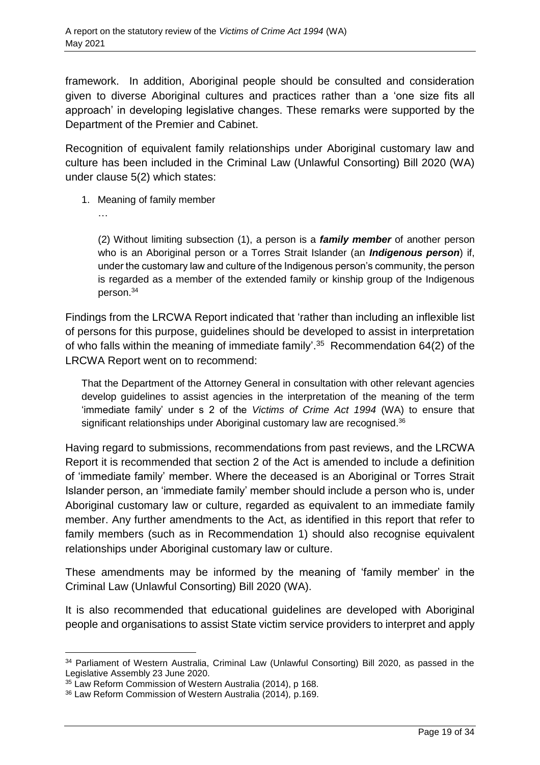framework. In addition, Aboriginal people should be consulted and consideration given to diverse Aboriginal cultures and practices rather than a 'one size fits all approach' in developing legislative changes. These remarks were supported by the Department of the Premier and Cabinet.

Recognition of equivalent family relationships under Aboriginal customary law and culture has been included in the Criminal Law (Unlawful Consorting) Bill 2020 (WA) under clause 5(2) which states:

1. Meaning of family member

   …

   (2) Without limiting subsection (1), a person is a ***family member*** of another person who is an Aboriginal person or a Torres Strait Islander (an ***Indigenous person***) if, under the customary law and culture of the Indigenous person's community, the person is regarded as a member of the extended family or kinship group of the Indigenous person.[34]

Findings from the LRCWA Report indicated that 'rather than including an inflexible list of persons for this purpose, guidelines should be developed to assist in interpretation of who falls within the meaning of immediate family'.[35] Recommendation 64(2) of the LRCWA Report went on to recommend:

> That the Department of the Attorney General in consultation with other relevant agencies develop guidelines to assist agencies in the interpretation of the meaning of the term 'immediate family' under s 2 of the *Victims of Crime Act 1994* (WA) to ensure that significant relationships under Aboriginal customary law are recognised.[36]

Having regard to submissions, recommendations from past reviews, and the LRCWA Report it is recommended that section 2 of the Act is amended to include a definition of 'immediate family' member. Where the deceased is an Aboriginal or Torres Strait Islander person, an 'immediate family' member should include a person who is, under Aboriginal customary law or culture, regarded as equivalent to an immediate family member. Any further amendments to the Act, as identified in this report that refer to family members (such as in Recommendation 1) should also recognise equivalent relationships under Aboriginal customary law or culture.

These amendments may be informed by the meaning of 'family member' in the Criminal Law (Unlawful Consorting) Bill 2020 (WA).

It is also recommended that educational guidelines are developed with Aboriginal people and organisations to assist State victim service providers to interpret and apply

---

[34] Parliament of Western Australia, Criminal Law (Unlawful Consorting) Bill 2020, as passed in the Legislative Assembly 23 June 2020.

[35] Law Reform Commission of Western Australia (2014), p 168.

[36] Law Reform Commission of Western Australia (2014)*,* p.169.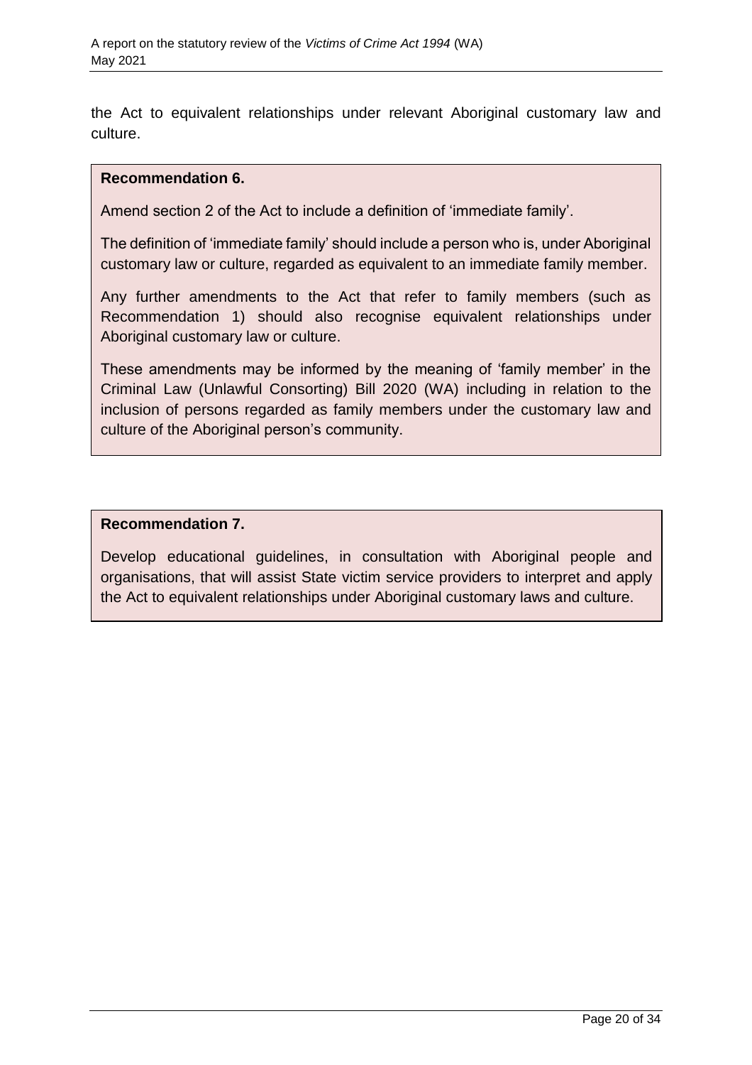the Act to equivalent relationships under relevant Aboriginal customary law and culture.

> **Recommendation 6.**
>
> Amend section 2 of the Act to include a definition of 'immediate family'.
>
> The definition of 'immediate family' should include a person who is, under Aboriginal customary law or culture, regarded as equivalent to an immediate family member.
>
> Any further amendments to the Act that refer to family members (such as Recommendation 1) should also recognise equivalent relationships under Aboriginal customary law or culture.
>
> These amendments may be informed by the meaning of 'family member' in the Criminal Law (Unlawful Consorting) Bill 2020 (WA) including in relation to the inclusion of persons regarded as family members under the customary law and culture of the Aboriginal person's community.

> **Recommendation 7.**
>
> Develop educational guidelines, in consultation with Aboriginal people and organisations, that will assist State victim service providers to interpret and apply the Act to equivalent relationships under Aboriginal customary laws and culture.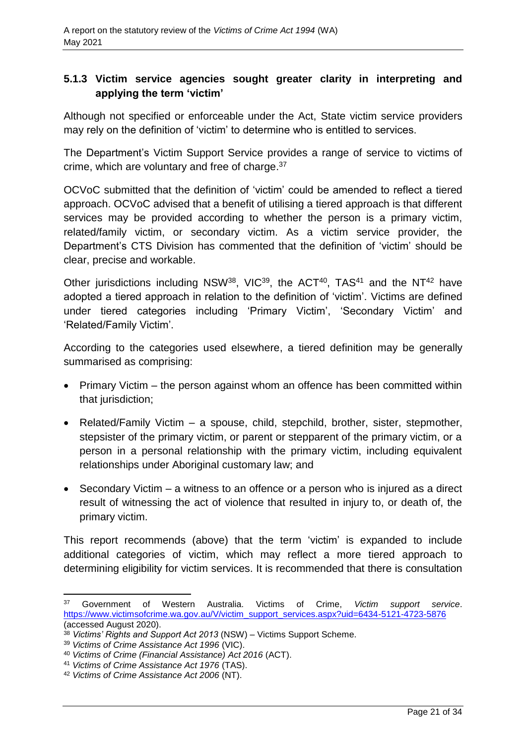### 5.1.3 Victim service agencies sought greater clarity in interpreting and applying the term 'victim'

Although not specified or enforceable under the Act, State victim service providers may rely on the definition of 'victim' to determine who is entitled to services.

The Department's Victim Support Service provides a range of service to victims of crime, which are voluntary and free of charge.[37]

OCVoC submitted that the definition of 'victim' could be amended to reflect a tiered approach. OCVoC advised that a benefit of utilising a tiered approach is that different services may be provided according to whether the person is a primary victim, related/family victim, or secondary victim. As a victim service provider, the Department's CTS Division has commented that the definition of 'victim' should be clear, precise and workable.

Other jurisdictions including NSW[38], VIC[39], the ACT[40], TAS[41] and the NT[42] have adopted a tiered approach in relation to the definition of 'victim'. Victims are defined under tiered categories including 'Primary Victim', 'Secondary Victim' and 'Related/Family Victim'.

According to the categories used elsewhere, a tiered definition may be generally summarised as comprising:

- Primary Victim – the person against whom an offence has been committed within that jurisdiction;
- Related/Family Victim – a spouse, child, stepchild, brother, sister, stepmother, stepsister of the primary victim, or parent or stepparent of the primary victim, or a person in a personal relationship with the primary victim, including equivalent relationships under Aboriginal customary law; and
- Secondary Victim – a witness to an offence or a person who is injured as a direct result of witnessing the act of violence that resulted in injury to, or death of, the primary victim.

This report recommends (above) that the term 'victim' is expanded to include additional categories of victim, which may reflect a more tiered approach to determining eligibility for victim services. It is recommended that there is consultation

---

[37] Government of Western Australia. Victims of Crime, *Victim support service*. https://www.victimsofcrime.wa.gov.au/V/victim_support_services.aspx?uid=6434-5121-4723-5876 (accessed August 2020).

[38] *Victims' Rights and Support Act 2013* (NSW) – Victims Support Scheme.

[39] *Victims of Crime Assistance Act 1996* (VIC).

[40] *Victims of Crime (Financial Assistance) Act 2016* (ACT).

[41] *Victims of Crime Assistance Act 1976* (TAS).

[42] *Victims of Crime Assistance Act 2006* (NT).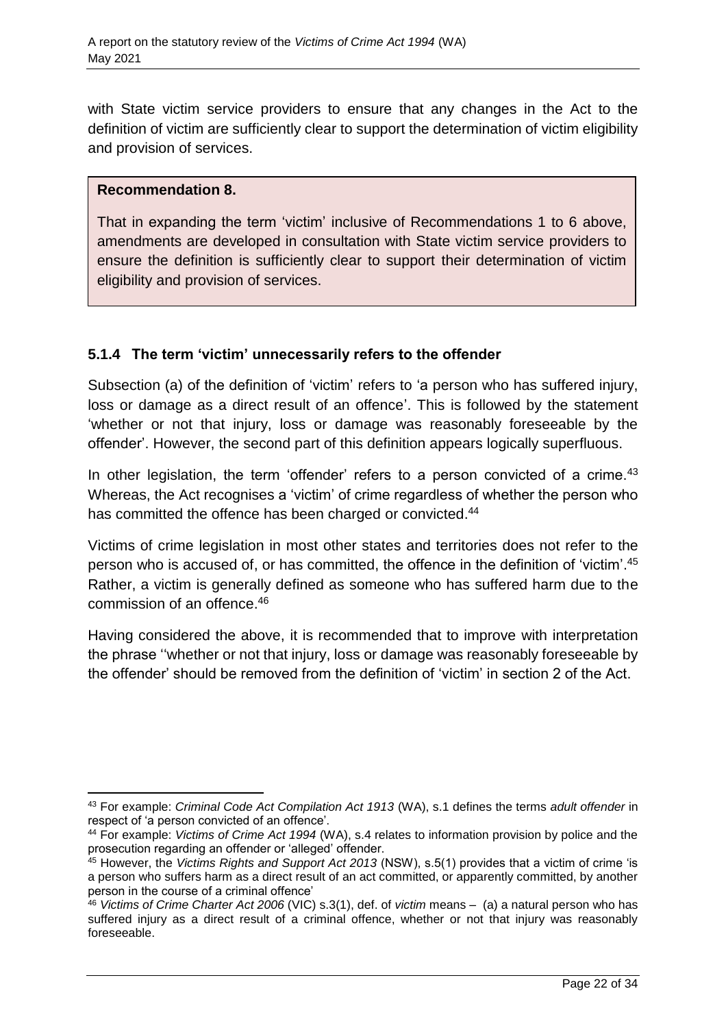with State victim service providers to ensure that any changes in the Act to the definition of victim are sufficiently clear to support the determination of victim eligibility and provision of services.

> **Recommendation 8.**
>
> That in expanding the term 'victim' inclusive of Recommendations 1 to 6 above, amendments are developed in consultation with State victim service providers to ensure the definition is sufficiently clear to support their determination of victim eligibility and provision of services.

### 5.1.4 The term 'victim' unnecessarily refers to the offender

Subsection (a) of the definition of 'victim' refers to 'a person who has suffered injury, loss or damage as a direct result of an offence'. This is followed by the statement 'whether or not that injury, loss or damage was reasonably foreseeable by the offender'. However, the second part of this definition appears logically superfluous.

In other legislation, the term 'offender' refers to a person convicted of a crime.[43] Whereas, the Act recognises a 'victim' of crime regardless of whether the person who has committed the offence has been charged or convicted.[44]

Victims of crime legislation in most other states and territories does not refer to the person who is accused of, or has committed, the offence in the definition of 'victim'.[45] Rather, a victim is generally defined as someone who has suffered harm due to the commission of an offence.[46]

Having considered the above, it is recommended that to improve with interpretation the phrase ''whether or not that injury, loss or damage was reasonably foreseeable by the offender' should be removed from the definition of 'victim' in section 2 of the Act.

---

[43] For example: *Criminal Code Act Compilation Act 1913* (WA), s.1 defines the terms *adult offender* in respect of 'a person convicted of an offence'.

[44] For example: *Victims of Crime Act 1994* (WA), s.4 relates to information provision by police and the prosecution regarding an offender or 'alleged' offender.

[45] However, the *Victims Rights and Support Act 2013* (NSW), s.5(1) provides that a victim of crime 'is a person who suffers harm as a direct result of an act committed, or apparently committed, by another person in the course of a criminal offence'

[46] *Victims of Crime Charter Act 2006* (VIC) s.3(1), def. of *victim* means – (a) a natural person who has suffered injury as a direct result of a criminal offence, whether or not that injury was reasonably foreseeable.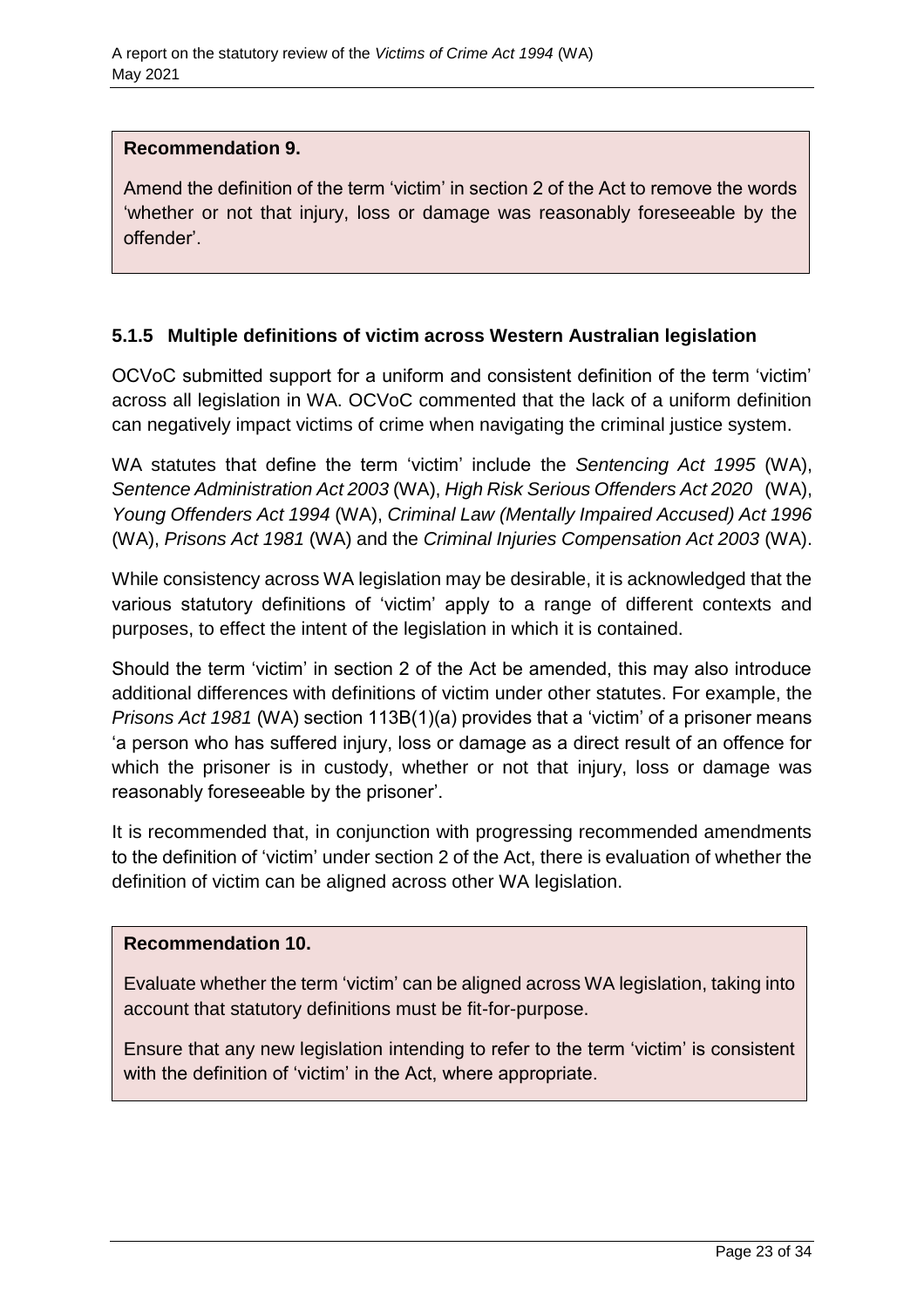**Recommendation 9.**

Amend the definition of the term 'victim' in section 2 of the Act to remove the words 'whether or not that injury, loss or damage was reasonably foreseeable by the offender'.

### 5.1.5 Multiple definitions of victim across Western Australian legislation

OCVoC submitted support for a uniform and consistent definition of the term 'victim' across all legislation in WA. OCVoC commented that the lack of a uniform definition can negatively impact victims of crime when navigating the criminal justice system.

WA statutes that define the term 'victim' include the *Sentencing Act 1995* (WA), *Sentence Administration Act 2003* (WA), *High Risk Serious Offenders Act 2020* (WA), *Young Offenders Act 1994* (WA), *Criminal Law (Mentally Impaired Accused) Act 1996* (WA), *Prisons Act 1981* (WA) and the *Criminal Injuries Compensation Act 2003* (WA).

While consistency across WA legislation may be desirable, it is acknowledged that the various statutory definitions of 'victim' apply to a range of different contexts and purposes, to effect the intent of the legislation in which it is contained.

Should the term 'victim' in section 2 of the Act be amended, this may also introduce additional differences with definitions of victim under other statutes. For example, the *Prisons Act 1981* (WA) section 113B(1)(a) provides that a 'victim' of a prisoner means 'a person who has suffered injury, loss or damage as a direct result of an offence for which the prisoner is in custody, whether or not that injury, loss or damage was reasonably foreseeable by the prisoner'.

It is recommended that, in conjunction with progressing recommended amendments to the definition of 'victim' under section 2 of the Act, there is evaluation of whether the definition of victim can be aligned across other WA legislation.

**Recommendation 10.**

Evaluate whether the term 'victim' can be aligned across WA legislation, taking into account that statutory definitions must be fit-for-purpose.

Ensure that any new legislation intending to refer to the term 'victim' is consistent with the definition of 'victim' in the Act, where appropriate.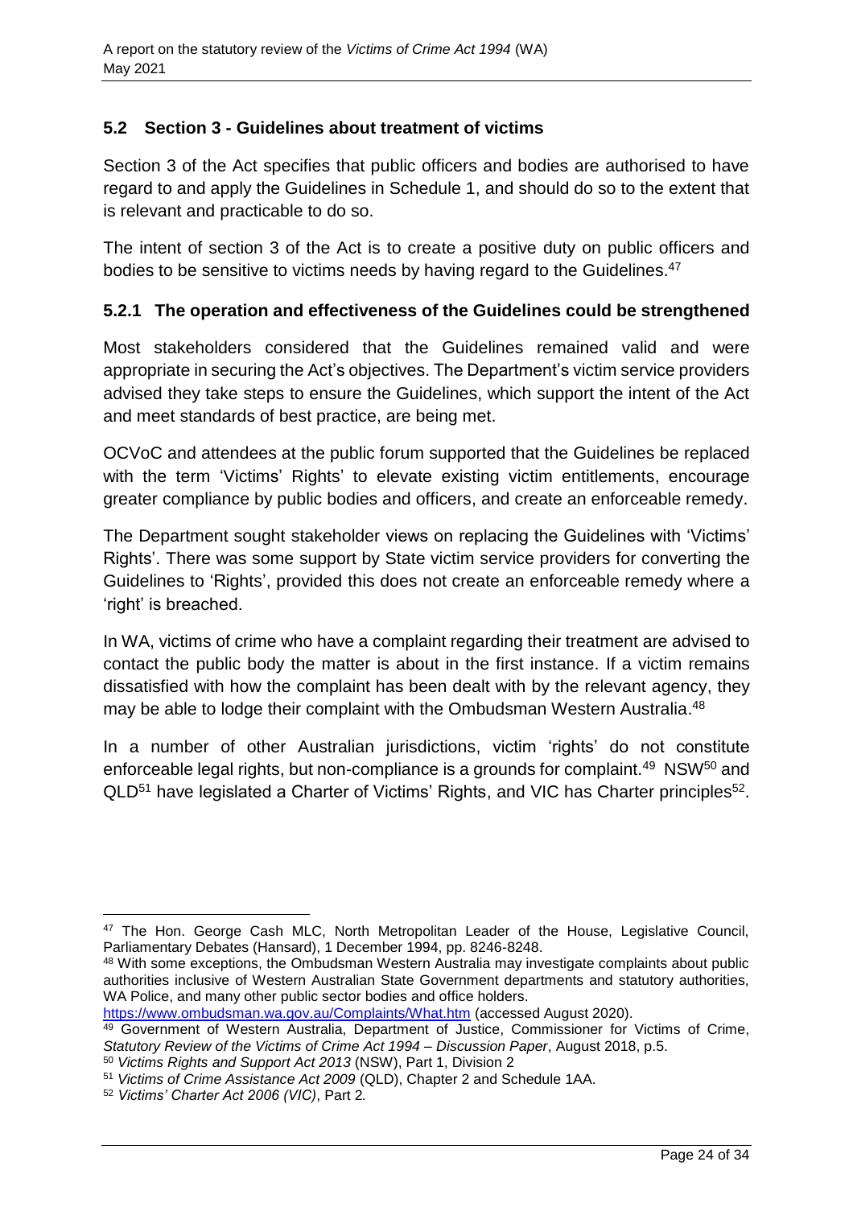## 5.2 Section 3 - Guidelines about treatment of victims

Section 3 of the Act specifies that public officers and bodies are authorised to have regard to and apply the Guidelines in Schedule 1, and should do so to the extent that is relevant and practicable to do so.

The intent of section 3 of the Act is to create a positive duty on public officers and bodies to be sensitive to victims needs by having regard to the Guidelines.[47]

### 5.2.1 The operation and effectiveness of the Guidelines could be strengthened

Most stakeholders considered that the Guidelines remained valid and were appropriate in securing the Act's objectives. The Department's victim service providers advised they take steps to ensure the Guidelines, which support the intent of the Act and meet standards of best practice, are being met.

OCVoC and attendees at the public forum supported that the Guidelines be replaced with the term 'Victims' Rights' to elevate existing victim entitlements, encourage greater compliance by public bodies and officers, and create an enforceable remedy.

The Department sought stakeholder views on replacing the Guidelines with 'Victims' Rights'. There was some support by State victim service providers for converting the Guidelines to 'Rights', provided this does not create an enforceable remedy where a 'right' is breached.

In WA, victims of crime who have a complaint regarding their treatment are advised to contact the public body the matter is about in the first instance. If a victim remains dissatisfied with how the complaint has been dealt with by the relevant agency, they may be able to lodge their complaint with the Ombudsman Western Australia.[48]

In a number of other Australian jurisdictions, victim 'rights' do not constitute enforceable legal rights, but non-compliance is a grounds for complaint.[49] NSW[50] and QLD[51] have legislated a Charter of Victims' Rights, and VIC has Charter principles[52].

---

[47] The Hon. George Cash MLC, North Metropolitan Leader of the House, Legislative Council, Parliamentary Debates (Hansard), 1 December 1994, pp. 8246-8248.

[48] With some exceptions, the Ombudsman Western Australia may investigate complaints about public authorities inclusive of Western Australian State Government departments and statutory authorities, WA Police, and many other public sector bodies and office holders. https://www.ombudsman.wa.gov.au/Complaints/What.htm (accessed August 2020).

[49] Government of Western Australia, Department of Justice, Commissioner for Victims of Crime, *Statutory Review of the Victims of Crime Act 1994 – Discussion Paper*, August 2018, p.5.

[50] *Victims Rights and Support Act 2013* (NSW), Part 1, Division 2

[51] *Victims of Crime Assistance Act 2009* (QLD), Chapter 2 and Schedule 1AA.

[52] *Victims' Charter Act 2006 (VIC)*, Part 2*.*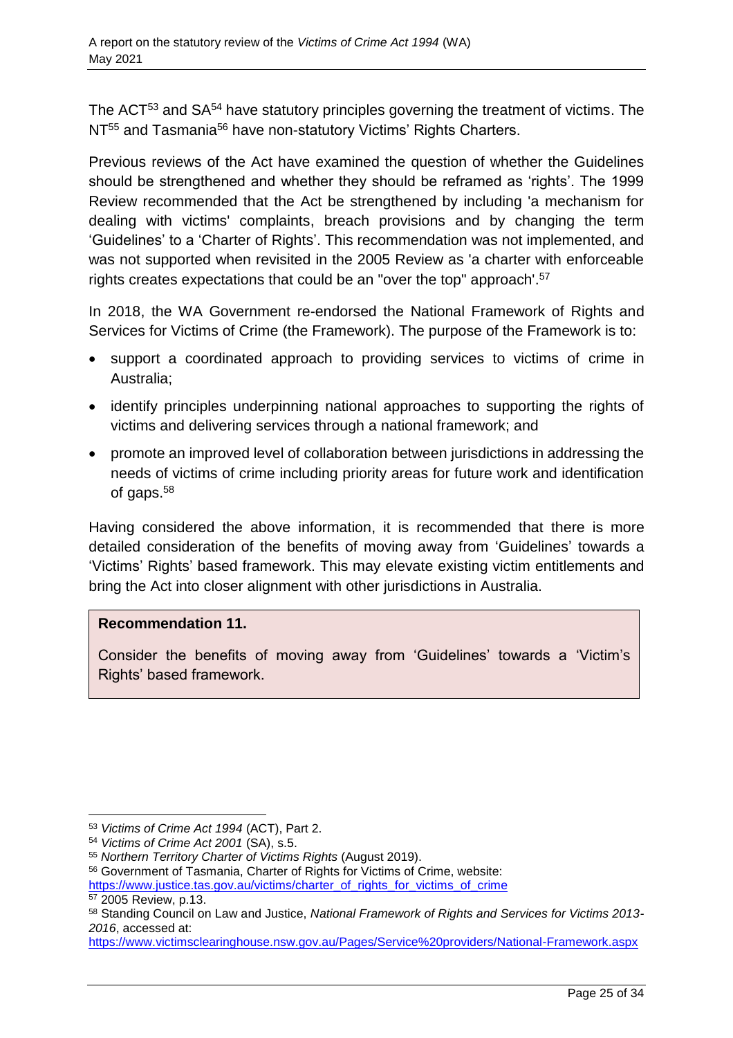The ACT[53] and SA[54] have statutory principles governing the treatment of victims. The NT[55] and Tasmania[56] have non-statutory Victims' Rights Charters.

Previous reviews of the Act have examined the question of whether the Guidelines should be strengthened and whether they should be reframed as 'rights'. The 1999 Review recommended that the Act be strengthened by including 'a mechanism for dealing with victims' complaints, breach provisions and by changing the term 'Guidelines' to a 'Charter of Rights'. This recommendation was not implemented, and was not supported when revisited in the 2005 Review as 'a charter with enforceable rights creates expectations that could be an "over the top" approach'.[57]

In 2018, the WA Government re-endorsed the National Framework of Rights and Services for Victims of Crime (the Framework). The purpose of the Framework is to:

- support a coordinated approach to providing services to victims of crime in Australia;
- identify principles underpinning national approaches to supporting the rights of victims and delivering services through a national framework; and
- promote an improved level of collaboration between jurisdictions in addressing the needs of victims of crime including priority areas for future work and identification of gaps.[58]

Having considered the above information, it is recommended that there is more detailed consideration of the benefits of moving away from 'Guidelines' towards a 'Victims' Rights' based framework. This may elevate existing victim entitlements and bring the Act into closer alignment with other jurisdictions in Australia.

> **Recommendation 11.**
>
> Consider the benefits of moving away from 'Guidelines' towards a 'Victim's Rights' based framework.

---

[53] *Victims of Crime Act 1994* (ACT), Part 2.

[54] *Victims of Crime Act 2001* (SA), s.5.

[55] *Northern Territory Charter of Victims Rights* (August 2019).

[56] Government of Tasmania, Charter of Rights for Victims of Crime, website: https://www.justice.tas.gov.au/victims/charter_of_rights_for_victims_of_crime

[57] 2005 Review, p.13.

[58] Standing Council on Law and Justice, *National Framework of Rights and Services for Victims 2013-2016*, accessed at: https://www.victimsclearinghouse.nsw.gov.au/Pages/Service%20providers/National-Framework.aspx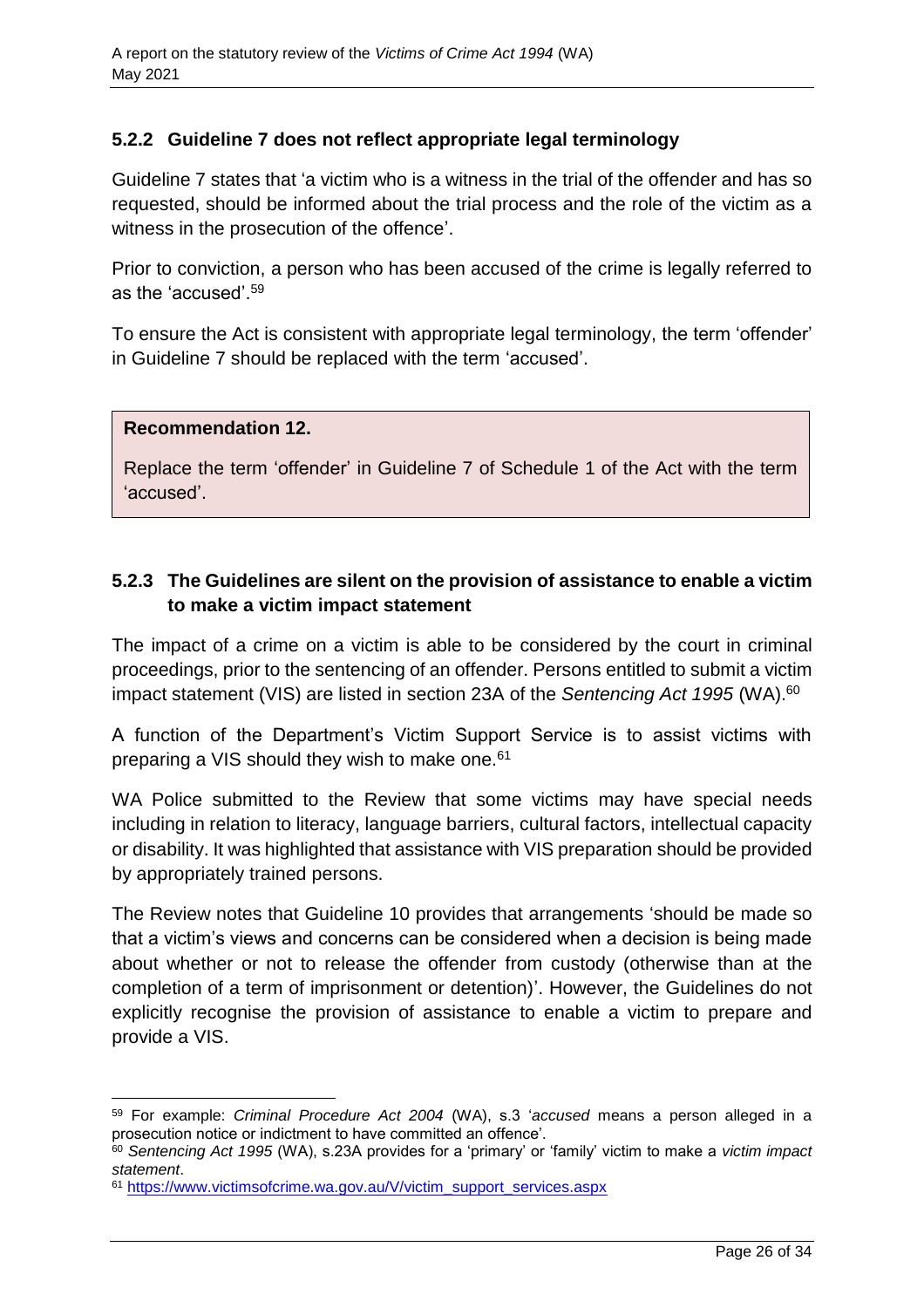### 5.2.2 Guideline 7 does not reflect appropriate legal terminology

Guideline 7 states that 'a victim who is a witness in the trial of the offender and has so requested, should be informed about the trial process and the role of the victim as a witness in the prosecution of the offence'.

Prior to conviction, a person who has been accused of the crime is legally referred to as the 'accused'.[59]

To ensure the Act is consistent with appropriate legal terminology, the term 'offender' in Guideline 7 should be replaced with the term 'accused'.

> **Recommendation 12.**
>
> Replace the term 'offender' in Guideline 7 of Schedule 1 of the Act with the term 'accused'.

### 5.2.3 The Guidelines are silent on the provision of assistance to enable a victim to make a victim impact statement

The impact of a crime on a victim is able to be considered by the court in criminal proceedings, prior to the sentencing of an offender. Persons entitled to submit a victim impact statement (VIS) are listed in section 23A of the *Sentencing Act 1995* (WA).[60]

A function of the Department's Victim Support Service is to assist victims with preparing a VIS should they wish to make one.[61]

WA Police submitted to the Review that some victims may have special needs including in relation to literacy, language barriers, cultural factors, intellectual capacity or disability. It was highlighted that assistance with VIS preparation should be provided by appropriately trained persons.

The Review notes that Guideline 10 provides that arrangements 'should be made so that a victim's views and concerns can be considered when a decision is being made about whether or not to release the offender from custody (otherwise than at the completion of a term of imprisonment or detention)'. However, the Guidelines do not explicitly recognise the provision of assistance to enable a victim to prepare and provide a VIS.

---

[59] For example: *Criminal Procedure Act 2004* (WA), s.3 '*accused* means a person alleged in a prosecution notice or indictment to have committed an offence'.

[60] *Sentencing Act 1995* (WA), s.23A provides for a 'primary' or 'family' victim to make a *victim impact statement*.

[61] https://www.victimsofcrime.wa.gov.au/V/victim_support_services.aspx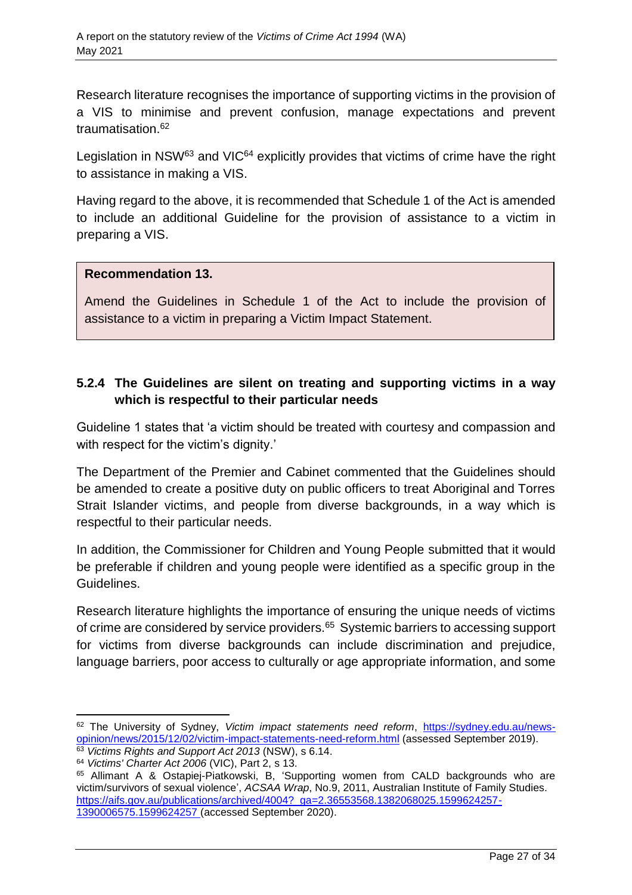Research literature recognises the importance of supporting victims in the provision of a VIS to minimise and prevent confusion, manage expectations and prevent traumatisation.[62]

Legislation in NSW[63] and VIC[64] explicitly provides that victims of crime have the right to assistance in making a VIS.

Having regard to the above, it is recommended that Schedule 1 of the Act is amended to include an additional Guideline for the provision of assistance to a victim in preparing a VIS.

> **Recommendation 13.**
>
> Amend the Guidelines in Schedule 1 of the Act to include the provision of assistance to a victim in preparing a Victim Impact Statement.

### 5.2.4 The Guidelines are silent on treating and supporting victims in a way which is respectful to their particular needs

Guideline 1 states that 'a victim should be treated with courtesy and compassion and with respect for the victim's dignity.'

The Department of the Premier and Cabinet commented that the Guidelines should be amended to create a positive duty on public officers to treat Aboriginal and Torres Strait Islander victims, and people from diverse backgrounds, in a way which is respectful to their particular needs.

In addition, the Commissioner for Children and Young People submitted that it would be preferable if children and young people were identified as a specific group in the Guidelines.

Research literature highlights the importance of ensuring the unique needs of victims of crime are considered by service providers.[65] Systemic barriers to accessing support for victims from diverse backgrounds can include discrimination and prejudice, language barriers, poor access to culturally or age appropriate information, and some

---

[62] The University of Sydney, *Victim impact statements need reform*, https://sydney.edu.au/news-opinion/news/2015/12/02/victim-impact-statements-need-reform.html (assessed September 2019).

[63] *Victims Rights and Support Act 2013* (NSW), s 6.14.

[64] *Victims' Charter Act 2006* (VIC), Part 2, s 13.

[65] Allimant A & Ostapiej-Piatkowski, B, 'Supporting women from CALD backgrounds who are victim/survivors of sexual violence', *ACSAA Wrap*, No.9, 2011, Australian Institute of Family Studies. https://aifs.gov.au/publications/archived/4004?_ga=2.36553568.1382068025.1599624257-1390006575.1599624257 (accessed September 2020).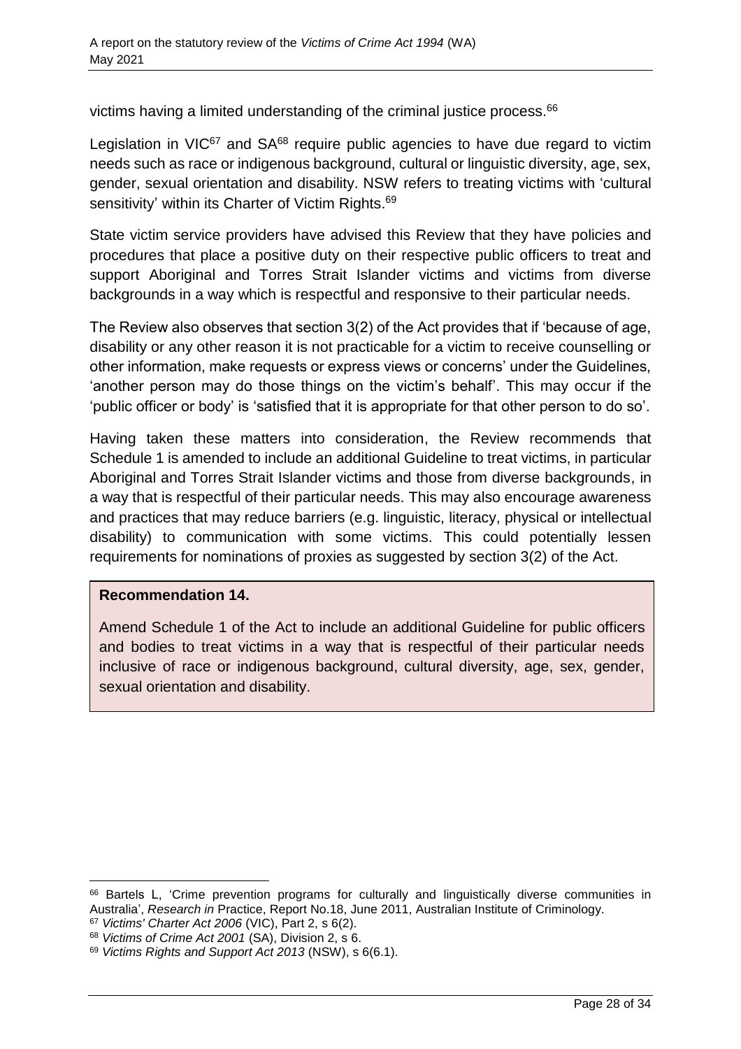victims having a limited understanding of the criminal justice process.[66]

Legislation in VIC[67] and SA[68] require public agencies to have due regard to victim needs such as race or indigenous background, cultural or linguistic diversity, age, sex, gender, sexual orientation and disability. NSW refers to treating victims with 'cultural sensitivity' within its Charter of Victim Rights.[69]

State victim service providers have advised this Review that they have policies and procedures that place a positive duty on their respective public officers to treat and support Aboriginal and Torres Strait Islander victims and victims from diverse backgrounds in a way which is respectful and responsive to their particular needs.

The Review also observes that section 3(2) of the Act provides that if 'because of age, disability or any other reason it is not practicable for a victim to receive counselling or other information, make requests or express views or concerns' under the Guidelines, 'another person may do those things on the victim's behalf'. This may occur if the 'public officer or body' is 'satisfied that it is appropriate for that other person to do so'.

Having taken these matters into consideration, the Review recommends that Schedule 1 is amended to include an additional Guideline to treat victims, in particular Aboriginal and Torres Strait Islander victims and those from diverse backgrounds, in a way that is respectful of their particular needs. This may also encourage awareness and practices that may reduce barriers (e.g. linguistic, literacy, physical or intellectual disability) to communication with some victims. This could potentially lessen requirements for nominations of proxies as suggested by section 3(2) of the Act.

**Recommendation 14.**

Amend Schedule 1 of the Act to include an additional Guideline for public officers and bodies to treat victims in a way that is respectful of their particular needs inclusive of race or indigenous background, cultural diversity, age, sex, gender, sexual orientation and disability.

---

[66] Bartels L, 'Crime prevention programs for culturally and linguistically diverse communities in Australia', *Research in* Practice, Report No.18, June 2011, Australian Institute of Criminology.

[67] *Victims' Charter Act 2006* (VIC), Part 2, s 6(2).

[68] *Victims of Crime Act 2001* (SA), Division 2, s 6.

[69] *Victims Rights and Support Act 2013* (NSW), s 6(6.1).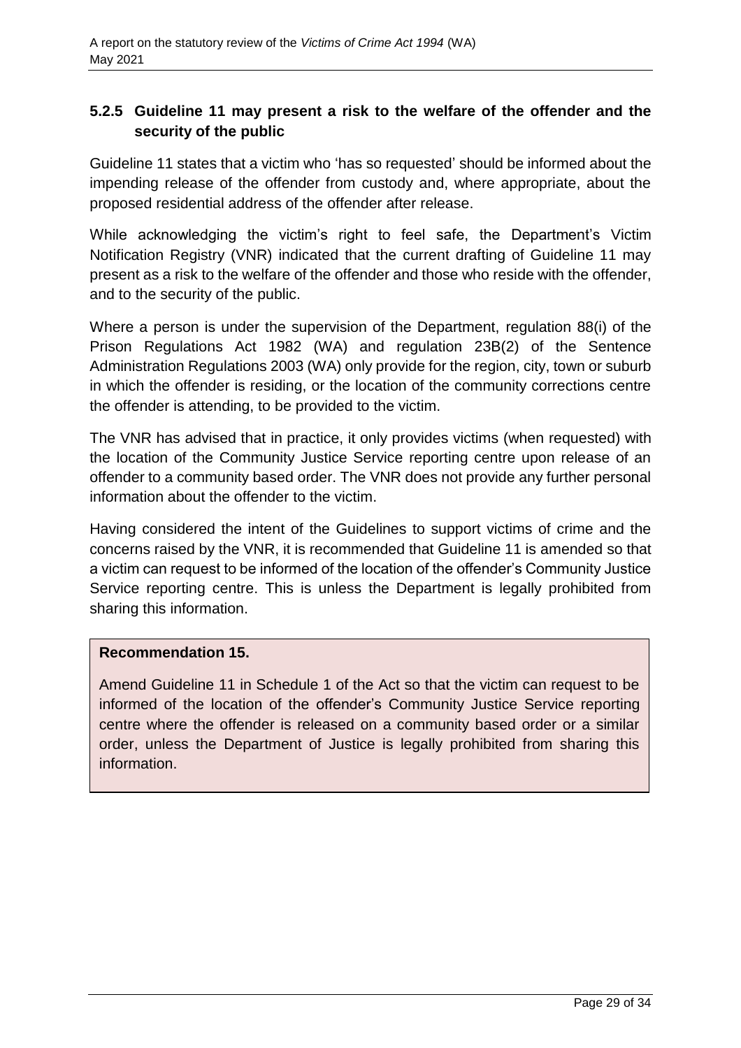### 5.2.5 Guideline 11 may present a risk to the welfare of the offender and the security of the public

Guideline 11 states that a victim who 'has so requested' should be informed about the impending release of the offender from custody and, where appropriate, about the proposed residential address of the offender after release.

While acknowledging the victim's right to feel safe, the Department's Victim Notification Registry (VNR) indicated that the current drafting of Guideline 11 may present as a risk to the welfare of the offender and those who reside with the offender, and to the security of the public.

Where a person is under the supervision of the Department, regulation 88(i) of the Prison Regulations Act 1982 (WA) and regulation 23B(2) of the Sentence Administration Regulations 2003 (WA) only provide for the region, city, town or suburb in which the offender is residing, or the location of the community corrections centre the offender is attending, to be provided to the victim.

The VNR has advised that in practice, it only provides victims (when requested) with the location of the Community Justice Service reporting centre upon release of an offender to a community based order. The VNR does not provide any further personal information about the offender to the victim.

Having considered the intent of the Guidelines to support victims of crime and the concerns raised by the VNR, it is recommended that Guideline 11 is amended so that a victim can request to be informed of the location of the offender's Community Justice Service reporting centre. This is unless the Department is legally prohibited from sharing this information.

**Recommendation 15.**

Amend Guideline 11 in Schedule 1 of the Act so that the victim can request to be informed of the location of the offender's Community Justice Service reporting centre where the offender is released on a community based order or a similar order, unless the Department of Justice is legally prohibited from sharing this information.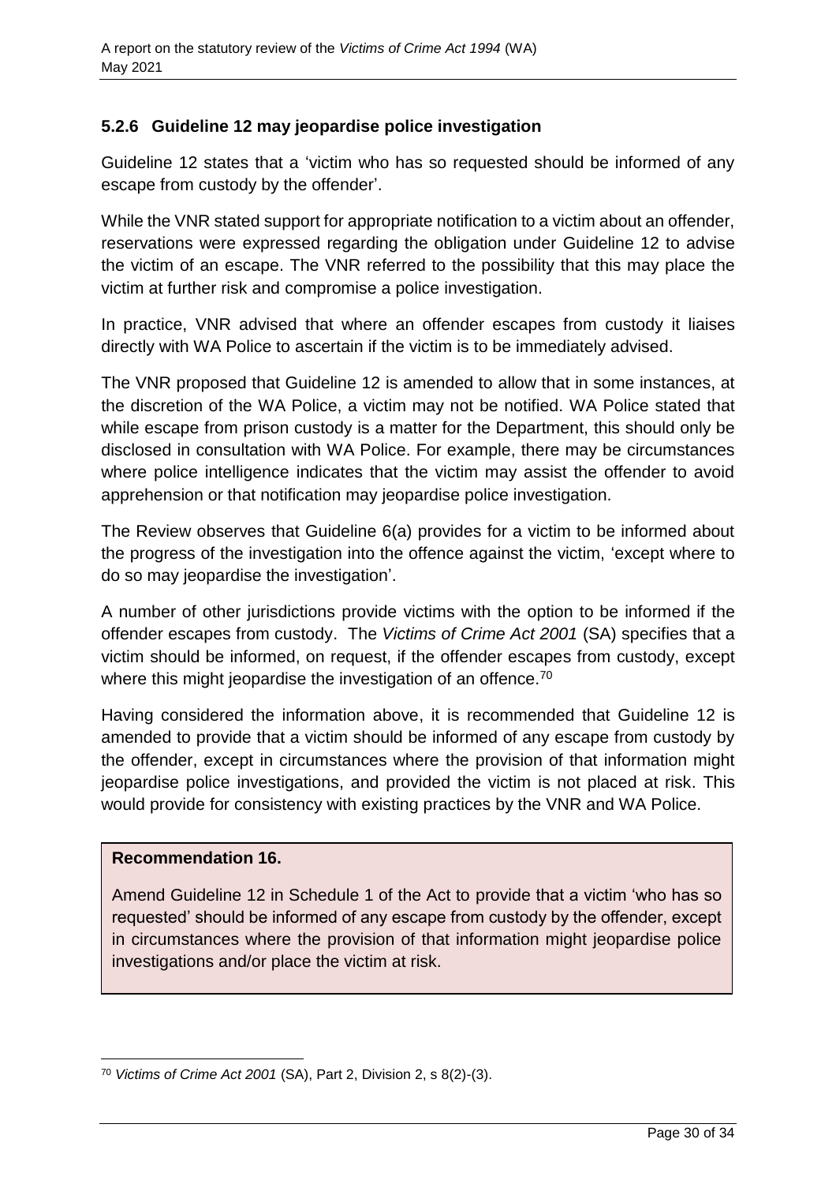### 5.2.6 Guideline 12 may jeopardise police investigation

Guideline 12 states that a 'victim who has so requested should be informed of any escape from custody by the offender'.

While the VNR stated support for appropriate notification to a victim about an offender, reservations were expressed regarding the obligation under Guideline 12 to advise the victim of an escape. The VNR referred to the possibility that this may place the victim at further risk and compromise a police investigation.

In practice, VNR advised that where an offender escapes from custody it liaises directly with WA Police to ascertain if the victim is to be immediately advised.

The VNR proposed that Guideline 12 is amended to allow that in some instances, at the discretion of the WA Police, a victim may not be notified. WA Police stated that while escape from prison custody is a matter for the Department, this should only be disclosed in consultation with WA Police. For example, there may be circumstances where police intelligence indicates that the victim may assist the offender to avoid apprehension or that notification may jeopardise police investigation.

The Review observes that Guideline 6(a) provides for a victim to be informed about the progress of the investigation into the offence against the victim, 'except where to do so may jeopardise the investigation'.

A number of other jurisdictions provide victims with the option to be informed if the offender escapes from custody. The *Victims of Crime Act 2001* (SA) specifies that a victim should be informed, on request, if the offender escapes from custody, except where this might jeopardise the investigation of an offence.[70]

Having considered the information above, it is recommended that Guideline 12 is amended to provide that a victim should be informed of any escape from custody by the offender, except in circumstances where the provision of that information might jeopardise police investigations, and provided the victim is not placed at risk. This would provide for consistency with existing practices by the VNR and WA Police.

**Recommendation 16.**

Amend Guideline 12 in Schedule 1 of the Act to provide that a victim 'who has so requested' should be informed of any escape from custody by the offender, except in circumstances where the provision of that information might jeopardise police investigations and/or place the victim at risk.

---

[70] *Victims of Crime Act 2001* (SA), Part 2, Division 2, s 8(2)-(3).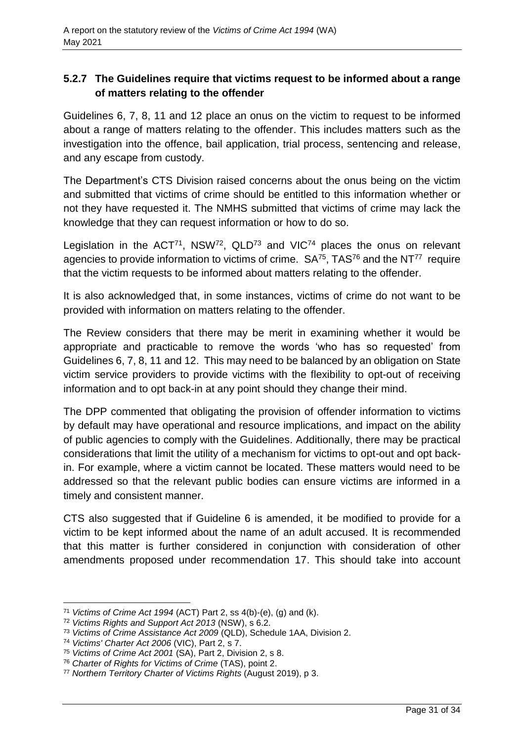### 5.2.7 The Guidelines require that victims request to be informed about a range of matters relating to the offender

Guidelines 6, 7, 8, 11 and 12 place an onus on the victim to request to be informed about a range of matters relating to the offender. This includes matters such as the investigation into the offence, bail application, trial process, sentencing and release, and any escape from custody.

The Department's CTS Division raised concerns about the onus being on the victim and submitted that victims of crime should be entitled to this information whether or not they have requested it. The NMHS submitted that victims of crime may lack the knowledge that they can request information or how to do so.

Legislation in the ACT[71], NSW[72], QLD[73] and VIC[74] places the onus on relevant agencies to provide information to victims of crime. SA[75], TAS[76] and the NT[77] require that the victim requests to be informed about matters relating to the offender.

It is also acknowledged that, in some instances, victims of crime do not want to be provided with information on matters relating to the offender.

The Review considers that there may be merit in examining whether it would be appropriate and practicable to remove the words 'who has so requested' from Guidelines 6, 7, 8, 11 and 12. This may need to be balanced by an obligation on State victim service providers to provide victims with the flexibility to opt-out of receiving information and to opt back-in at any point should they change their mind.

The DPP commented that obligating the provision of offender information to victims by default may have operational and resource implications, and impact on the ability of public agencies to comply with the Guidelines. Additionally, there may be practical considerations that limit the utility of a mechanism for victims to opt-out and opt back-in. For example, where a victim cannot be located. These matters would need to be addressed so that the relevant public bodies can ensure victims are informed in a timely and consistent manner.

CTS also suggested that if Guideline 6 is amended, it be modified to provide for a victim to be kept informed about the name of an adult accused. It is recommended that this matter is further considered in conjunction with consideration of other amendments proposed under recommendation 17. This should take into account

---

[71] *Victims of Crime Act 1994* (ACT) Part 2, ss 4(b)-(e), (g) and (k).

[72] *Victims Rights and Support Act 2013* (NSW), s 6.2.

[73] *Victims of Crime Assistance Act 2009* (QLD), Schedule 1AA, Division 2.

[74] *Victims' Charter Act 2006* (VIC), Part 2, s 7.

[75] *Victims of Crime Act 2001* (SA), Part 2, Division 2, s 8.

[76] *Charter of Rights for Victims of Crime* (TAS), point 2.

[77] *Northern Territory Charter of Victims Rights* (August 2019), p 3.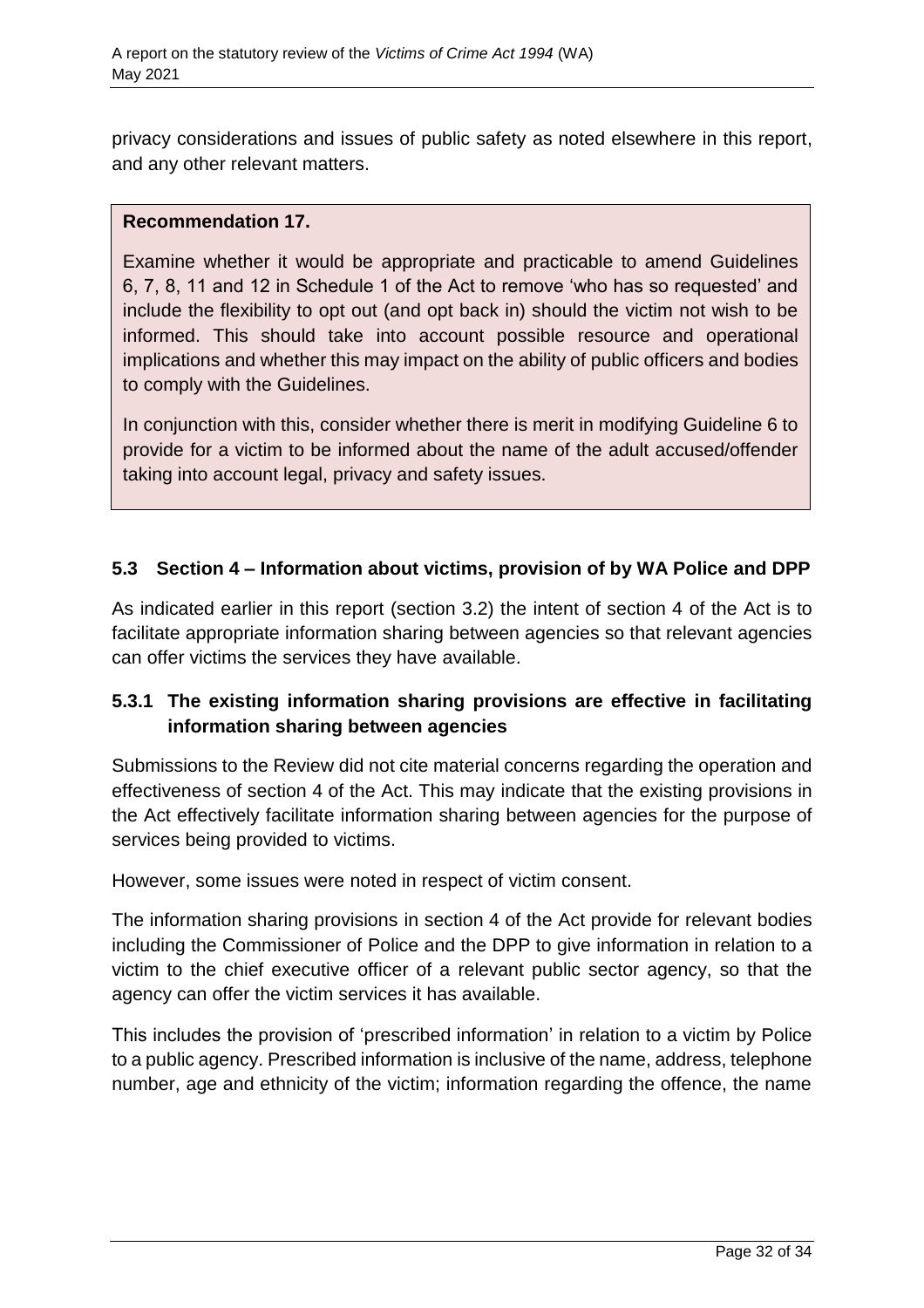privacy considerations and issues of public safety as noted elsewhere in this report, and any other relevant matters.

> **Recommendation 17.**
>
> Examine whether it would be appropriate and practicable to amend Guidelines 6, 7, 8, 11 and 12 in Schedule 1 of the Act to remove 'who has so requested' and include the flexibility to opt out (and opt back in) should the victim not wish to be informed. This should take into account possible resource and operational implications and whether this may impact on the ability of public officers and bodies to comply with the Guidelines.
>
> In conjunction with this, consider whether there is merit in modifying Guideline 6 to provide for a victim to be informed about the name of the adult accused/offender taking into account legal, privacy and safety issues.

### 5.3 Section 4 – Information about victims, provision of by WA Police and DPP

As indicated earlier in this report (section 3.2) the intent of section 4 of the Act is to facilitate appropriate information sharing between agencies so that relevant agencies can offer victims the services they have available.

#### 5.3.1 The existing information sharing provisions are effective in facilitating information sharing between agencies

Submissions to the Review did not cite material concerns regarding the operation and effectiveness of section 4 of the Act. This may indicate that the existing provisions in the Act effectively facilitate information sharing between agencies for the purpose of services being provided to victims.

However, some issues were noted in respect of victim consent.

The information sharing provisions in section 4 of the Act provide for relevant bodies including the Commissioner of Police and the DPP to give information in relation to a victim to the chief executive officer of a relevant public sector agency, so that the agency can offer the victim services it has available.

This includes the provision of 'prescribed information' in relation to a victim by Police to a public agency. Prescribed information is inclusive of the name, address, telephone number, age and ethnicity of the victim; information regarding the offence, the name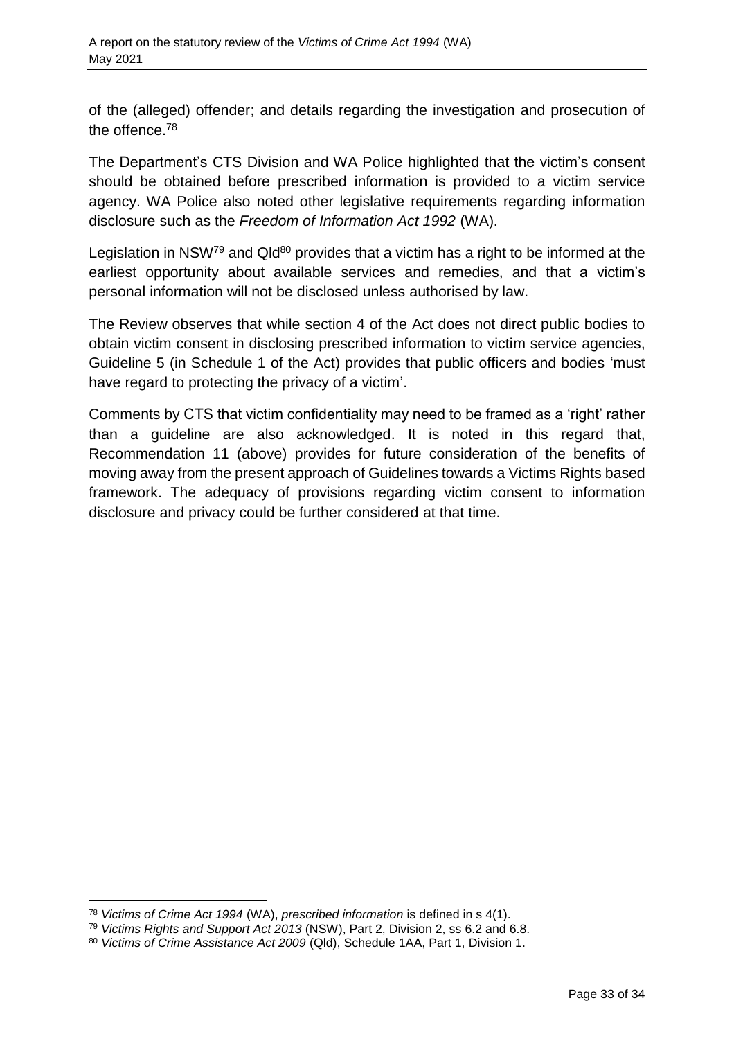of the (alleged) offender; and details regarding the investigation and prosecution of the offence.[78]

The Department's CTS Division and WA Police highlighted that the victim's consent should be obtained before prescribed information is provided to a victim service agency. WA Police also noted other legislative requirements regarding information disclosure such as the *Freedom of Information Act 1992* (WA).

Legislation in NSW[79] and Qld[80] provides that a victim has a right to be informed at the earliest opportunity about available services and remedies, and that a victim's personal information will not be disclosed unless authorised by law.

The Review observes that while section 4 of the Act does not direct public bodies to obtain victim consent in disclosing prescribed information to victim service agencies, Guideline 5 (in Schedule 1 of the Act) provides that public officers and bodies 'must have regard to protecting the privacy of a victim'.

Comments by CTS that victim confidentiality may need to be framed as a 'right' rather than a guideline are also acknowledged. It is noted in this regard that, Recommendation 11 (above) provides for future consideration of the benefits of moving away from the present approach of Guidelines towards a Victims Rights based framework. The adequacy of provisions regarding victim consent to information disclosure and privacy could be further considered at that time.

---

[78] *Victims of Crime Act 1994* (WA), *prescribed information* is defined in s 4(1).

[79] *Victims Rights and Support Act 2013* (NSW), Part 2, Division 2, ss 6.2 and 6.8.

[80] *Victims of Crime Assistance Act 2009* (Qld), Schedule 1AA, Part 1, Division 1.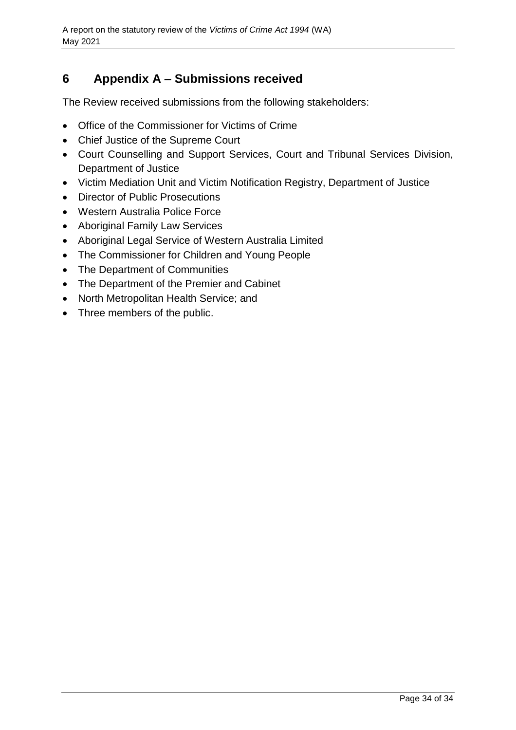# 6 Appendix A – Submissions received

The Review received submissions from the following stakeholders:

- Office of the Commissioner for Victims of Crime
- Chief Justice of the Supreme Court
- Court Counselling and Support Services, Court and Tribunal Services Division, Department of Justice
- Victim Mediation Unit and Victim Notification Registry, Department of Justice
- Director of Public Prosecutions
- Western Australia Police Force
- Aboriginal Family Law Services
- Aboriginal Legal Service of Western Australia Limited
- The Commissioner for Children and Young People
- The Department of Communities
- The Department of the Premier and Cabinet
- North Metropolitan Health Service; and
- Three members of the public.